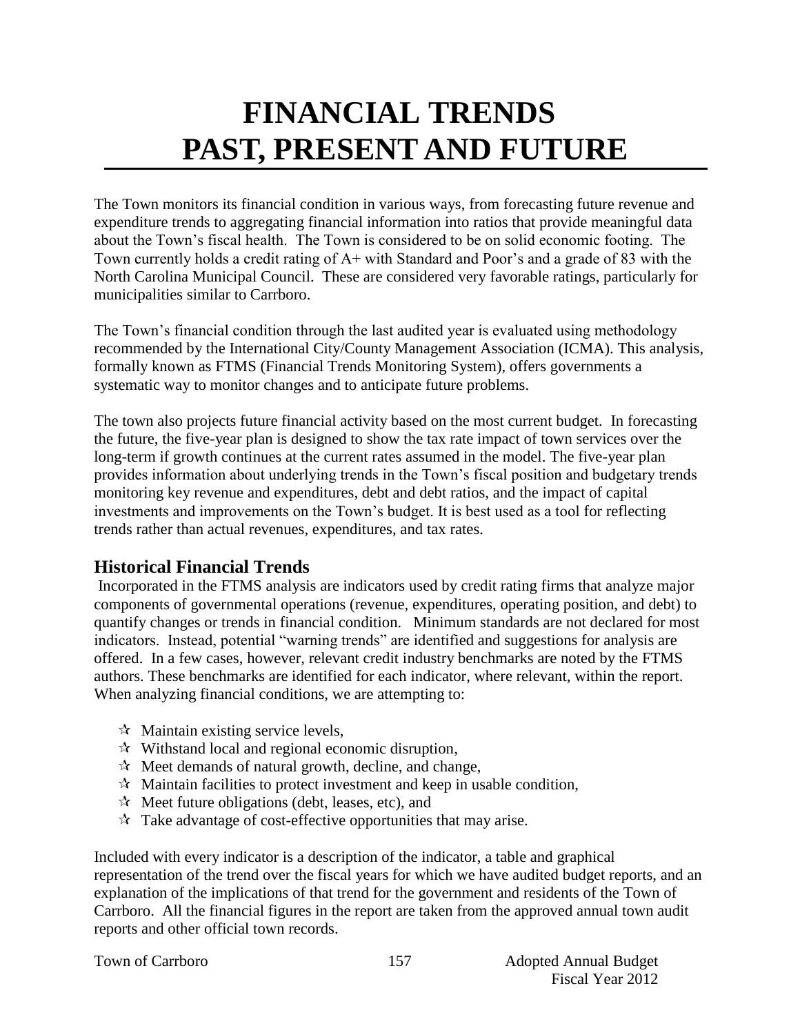# FINANCIAL TRENDS PAST, PRESENT AND FUTURE

The Town monitors its financial condition in various ways, from forecasting future revenue and expenditure trends to aggregating financial information into ratios that provide meaningful data about the Town's fiscal health. The Town is considered to be on solid economic footing. The Town currently holds a credit rating of A+ with Standard and Poor's and a grade of 83 with the North Carolina Municipal Council. These are considered very favorable ratings, particularly for municipalities similar to Carrboro.

The Town's financial condition through the last audited year is evaluated using methodology recommended by the International City/County Management Association (ICMA). This analysis, formally known as FTMS (Financial Trends Monitoring System), offers governments a systematic way to monitor changes and to anticipate future problems.

The town also projects future financial activity based on the most current budget. In forecasting the future, the five-year plan is designed to show the tax rate impact of town services over the long-term if growth continues at the current rates assumed in the model. The five-year plan provides information about underlying trends in the Town's fiscal position and budgetary trends monitoring key revenue and expenditures, debt and debt ratios, and the impact of capital investments and improvements on the Town's budget. It is best used as a tool for reflecting trends rather than actual revenues, expenditures, and tax rates.

## Historical Financial Trends

Incorporated in the FTMS analysis are indicators used by credit rating firms that analyze major components of governmental operations (revenue, expenditures, operating position, and debt) to quantify changes or trends in financial condition. Minimum standards are not declared for most indicators. Instead, potential "warning trends" are identified and suggestions for analysis are offered. In a few cases, however, relevant credit industry benchmarks are noted by the FTMS authors. These benchmarks are identified for each indicator, where relevant, within the report. When analyzing financial conditions, we are attempting to:

- Maintain existing service levels,
- Withstand local and regional economic disruption,
- Meet demands of natural growth, decline, and change,
- Maintain facilities to protect investment and keep in usable condition,
- Meet future obligations (debt, leases, etc), and
- Take advantage of cost-effective opportunities that may arise.

Included with every indicator is a description of the indicator, a table and graphical representation of the trend over the fiscal years for which we have audited budget reports, and an explanation of the implications of that trend for the government and residents of the Town of Carrboro. All the financial figures in the report are taken from the approved annual town audit reports and other official town records.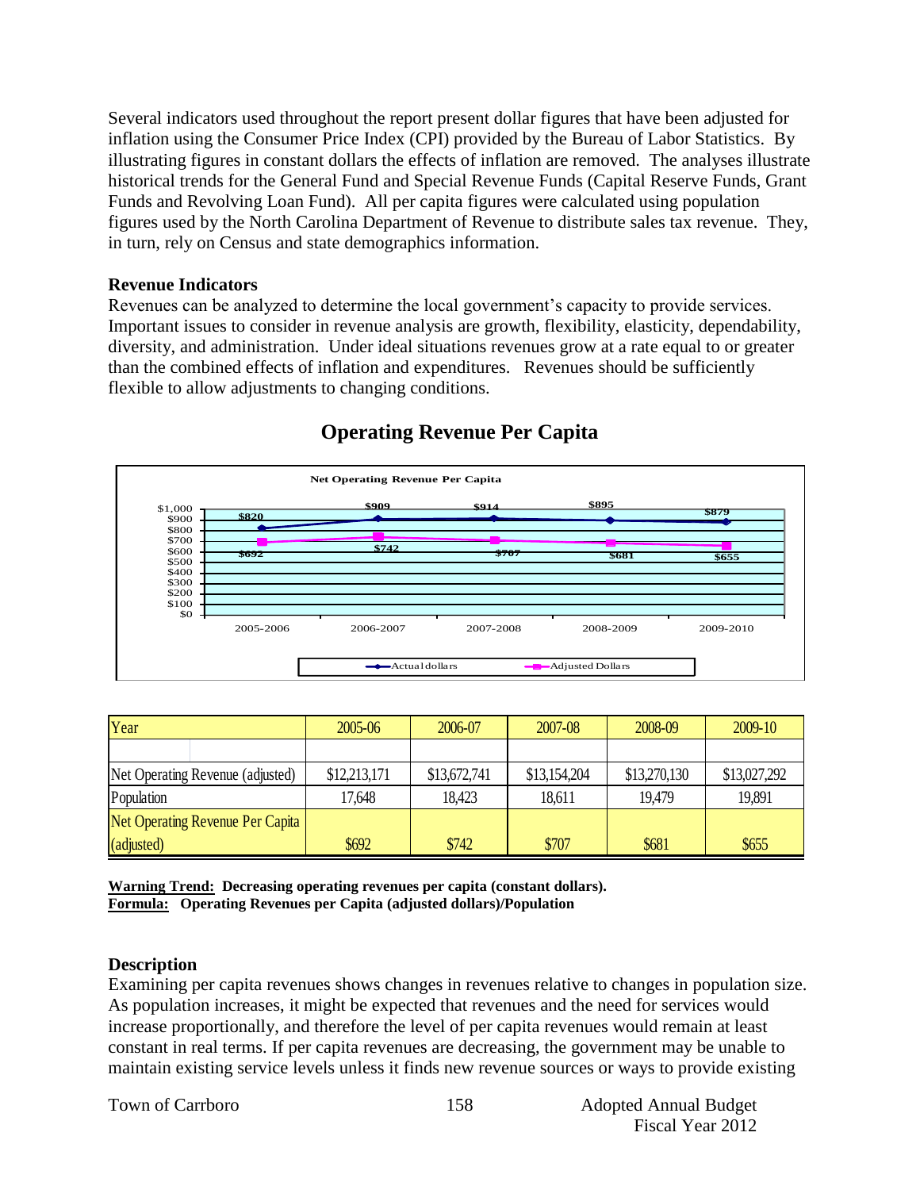Several indicators used throughout the report present dollar figures that have been adjusted for inflation using the Consumer Price Index (CPI) provided by the Bureau of Labor Statistics. By illustrating figures in constant dollars the effects of inflation are removed. The analyses illustrate historical trends for the General Fund and Special Revenue Funds (Capital Reserve Funds, Grant Funds and Revolving Loan Fund). All per capita figures were calculated using population figures used by the North Carolina Department of Revenue to distribute sales tax revenue. They, in turn, rely on Census and state demographics information.

### Revenue Indicators

Revenues can be analyzed to determine the local government's capacity to provide services. Important issues to consider in revenue analysis are growth, flexibility, elasticity, dependability, diversity, and administration. Under ideal situations revenues grow at a rate equal to or greater than the combined effects of inflation and expenditures. Revenues should be sufficiently flexible to allow adjustments to changing conditions.

## Operating Revenue Per Capita

**Net Operating Revenue Per Capita**

| | 2005-2006 | 2006-2007 | 2007-2008 | 2008-2009 | 2009-2010 |
|---|---|---|---|---|---|
| Actual dollars | $820 | $909 | $914 | $895 | $879 |
| Adjusted Dollars | $692 | $742 | $707 | $681 | $655 |

| Year | 2005-06 | 2006-07 | 2007-08 | 2008-09 | 2009-10 |
|---|---|---|---|---|---|
| | | | | | |
| Net Operating Revenue (adjusted) | $12,213,171 | $13,672,741 | $13,154,204 | $13,270,130 | $13,027,292 |
| Population | 17,648 | 18,423 | 18,611 | 19,479 | 19,891 |
| Net Operating Revenue Per Capita (adjusted) | $692 | $742 | $707 | $681 | $655 |

**Warning Trend:** **Decreasing operating revenues per capita (constant dollars).**
**Formula:** **Operating Revenues per Capita (adjusted dollars)/Population**

### Description

Examining per capita revenues shows changes in revenues relative to changes in population size. As population increases, it might be expected that revenues and the need for services would increase proportionally, and therefore the level of per capita revenues would remain at least constant in real terms. If per capita revenues are decreasing, the government may be unable to maintain existing service levels unless it finds new revenue sources or ways to provide existing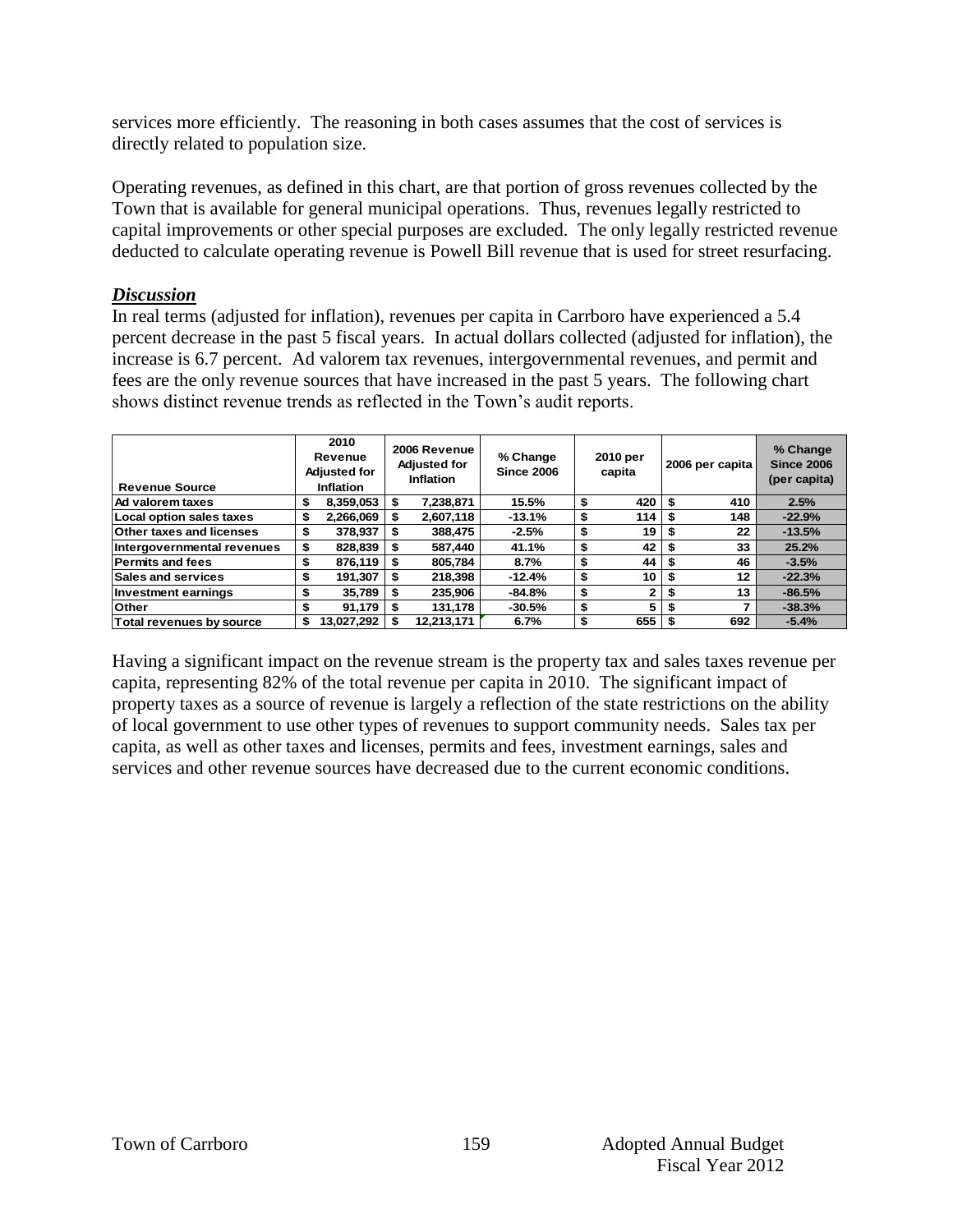services more efficiently. The reasoning in both cases assumes that the cost of services is directly related to population size.

Operating revenues, as defined in this chart, are that portion of gross revenues collected by the Town that is available for general municipal operations. Thus, revenues legally restricted to capital improvements or other special purposes are excluded. The only legally restricted revenue deducted to calculate operating revenue is Powell Bill revenue that is used for street resurfacing.

***Discussion***

In real terms (adjusted for inflation), revenues per capita in Carrboro have experienced a 5.4 percent decrease in the past 5 fiscal years. In actual dollars collected (adjusted for inflation), the increase is 6.7 percent. Ad valorem tax revenues, intergovernmental revenues, and permit and fees are the only revenue sources that have increased in the past 5 years. The following chart shows distinct revenue trends as reflected in the Town's audit reports.

| Revenue Source | 2010 Revenue Adjusted for Inflation | 2006 Revenue Adjusted for Inflation | % Change Since 2006 | 2010 per capita | 2006 per capita | % Change Since 2006 (per capita) |
|---|---|---|---|---|---|---|
| Ad valorem taxes | $ 8,359,053 | $ 7,238,871 | 15.5% | $ 420 | $ 410 | 2.5% |
| Local option sales taxes | $ 2,266,069 | $ 2,607,118 | -13.1% | $ 114 | $ 148 | -22.9% |
| Other taxes and licenses | $ 378,937 | $ 388,475 | -2.5% | $ 19 | $ 22 | -13.5% |
| Intergovernmental revenues | $ 828,839 | $ 587,440 | 41.1% | $ 42 | $ 33 | 25.2% |
| Permits and fees | $ 876,119 | $ 805,784 | 8.7% | $ 44 | $ 46 | -3.5% |
| Sales and services | $ 191,307 | $ 218,398 | -12.4% | $ 10 | $ 12 | -22.3% |
| Investment earnings | $ 35,789 | $ 235,906 | -84.8% | $ 2 | $ 13 | -86.5% |
| Other | $ 91,179 | $ 131,178 | -30.5% | $ 5 | $ 7 | -38.3% |
| Total revenues by source | $ 13,027,292 | $ 12,213,171 | 6.7% | $ 655 | $ 692 | -5.4% |

Having a significant impact on the revenue stream is the property tax and sales taxes revenue per capita, representing 82% of the total revenue per capita in 2010. The significant impact of property taxes as a source of revenue is largely a reflection of the state restrictions on the ability of local government to use other types of revenues to support community needs. Sales tax per capita, as well as other taxes and licenses, permits and fees, investment earnings, sales and services and other revenue sources have decreased due to the current economic conditions.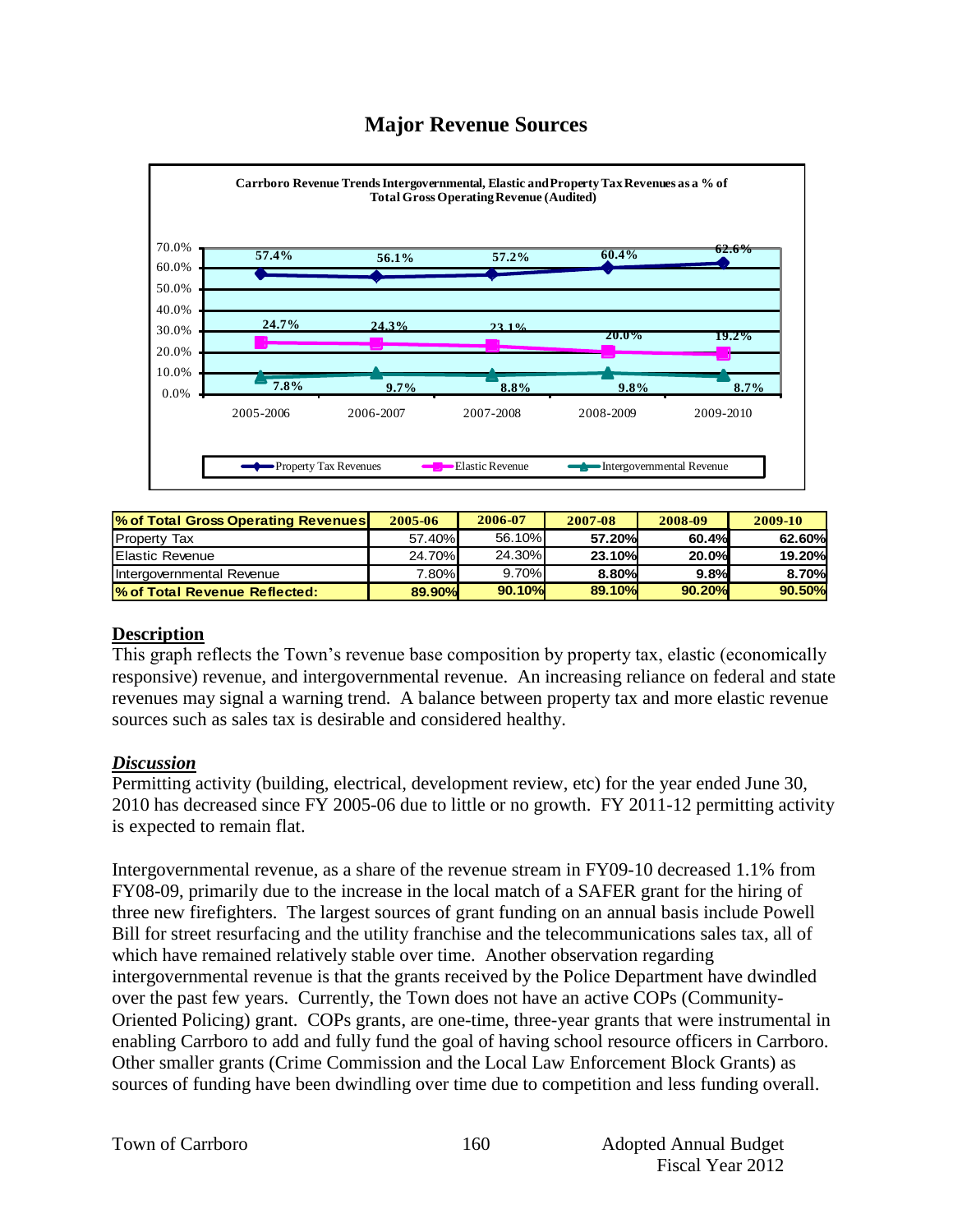# Major Revenue Sources

**Carrboro Revenue Trends Intergovernmental, Elastic and Property Tax Revenues as a % of Total Gross Operating Revenue (Audited)**

| | 2005-2006 | 2006-2007 | 2007-2008 | 2008-2009 | 2009-2010 |
|---|---|---|---|---|---|
| Property Tax Revenues | 57.4% | 56.1% | 57.2% | 60.4% | 62.6% |
| Elastic Revenue | 24.7% | 24.3% | 23.1% | 20.0% | 19.2% |
| Intergovernmental Revenue | 7.8% | 9.7% | 8.8% | 9.8% | 8.7% |

| % of Total Gross Operating Revenues | 2005-06 | 2006-07 | 2007-08 | 2008-09 | 2009-10 |
|---|---|---|---|---|---|
| Property Tax | 57.40% | 56.10% | **57.20%** | **60.4%** | **62.60%** |
| Elastic Revenue | 24.70% | 24.30% | **23.10%** | **20.0%** | **19.20%** |
| Intergovernmental Revenue | 7.80% | 9.70% | **8.80%** | **9.8%** | **8.70%** |
| **% of Total Revenue Reflected:** | **89.90%** | **90.10%** | **89.10%** | **90.20%** | **90.50%** |

## Description

This graph reflects the Town's revenue base composition by property tax, elastic (economically responsive) revenue, and intergovernmental revenue. An increasing reliance on federal and state revenues may signal a warning trend. A balance between property tax and more elastic revenue sources such as sales tax is desirable and considered healthy.

## *Discussion*

Permitting activity (building, electrical, development review, etc) for the year ended June 30, 2010 has decreased since FY 2005-06 due to little or no growth. FY 2011-12 permitting activity is expected to remain flat.

Intergovernmental revenue, as a share of the revenue stream in FY09-10 decreased 1.1% from FY08-09, primarily due to the increase in the local match of a SAFER grant for the hiring of three new firefighters. The largest sources of grant funding on an annual basis include Powell Bill for street resurfacing and the utility franchise and the telecommunications sales tax, all of which have remained relatively stable over time. Another observation regarding intergovernmental revenue is that the grants received by the Police Department have dwindled over the past few years. Currently, the Town does not have an active COPs (Community-Oriented Policing) grant. COPs grants, are one-time, three-year grants that were instrumental in enabling Carrboro to add and fully fund the goal of having school resource officers in Carrboro. Other smaller grants (Crime Commission and the Local Law Enforcement Block Grants) as sources of funding have been dwindling over time due to competition and less funding overall.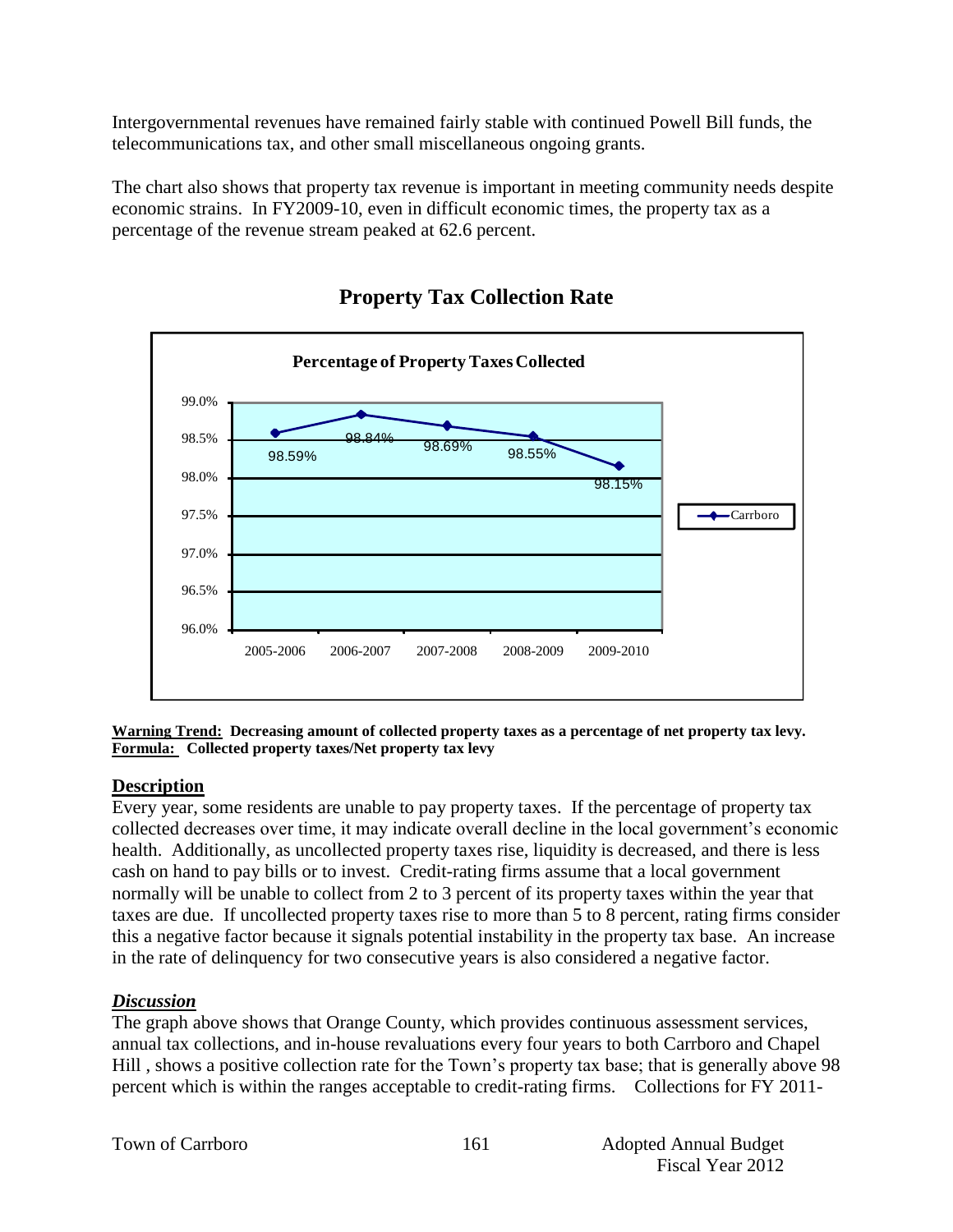Intergovernmental revenues have remained fairly stable with continued Powell Bill funds, the telecommunications tax, and other small miscellaneous ongoing grants.

The chart also shows that property tax revenue is important in meeting community needs despite economic strains. In FY2009-10, even in difficult economic times, the property tax as a percentage of the revenue stream peaked at 62.6 percent.

## Property Tax Collection Rate

**Percentage of Property Taxes Collected**

| Year | Carrboro |
|---|---|
| 2005-2006 | 98.59% |
| 2006-2007 | 98.84% |
| 2007-2008 | 98.69% |
| 2008-2009 | 98.55% |
| 2009-2010 | 98.15% |

**Warning Trend:** **Decreasing amount of collected property taxes as a percentage of net property tax levy.**
**Formula:** **Collected property taxes/Net property tax levy**

### Description

Every year, some residents are unable to pay property taxes. If the percentage of property tax collected decreases over time, it may indicate overall decline in the local government's economic health. Additionally, as uncollected property taxes rise, liquidity is decreased, and there is less cash on hand to pay bills or to invest. Credit-rating firms assume that a local government normally will be unable to collect from 2 to 3 percent of its property taxes within the year that taxes are due. If uncollected property taxes rise to more than 5 to 8 percent, rating firms consider this a negative factor because it signals potential instability in the property tax base. An increase in the rate of delinquency for two consecutive years is also considered a negative factor.

### *Discussion*

The graph above shows that Orange County, which provides continuous assessment services, annual tax collections, and in-house revaluations every four years to both Carrboro and Chapel Hill , shows a positive collection rate for the Town's property tax base; that is generally above 98 percent which is within the ranges acceptable to credit-rating firms. Collections for FY 2011-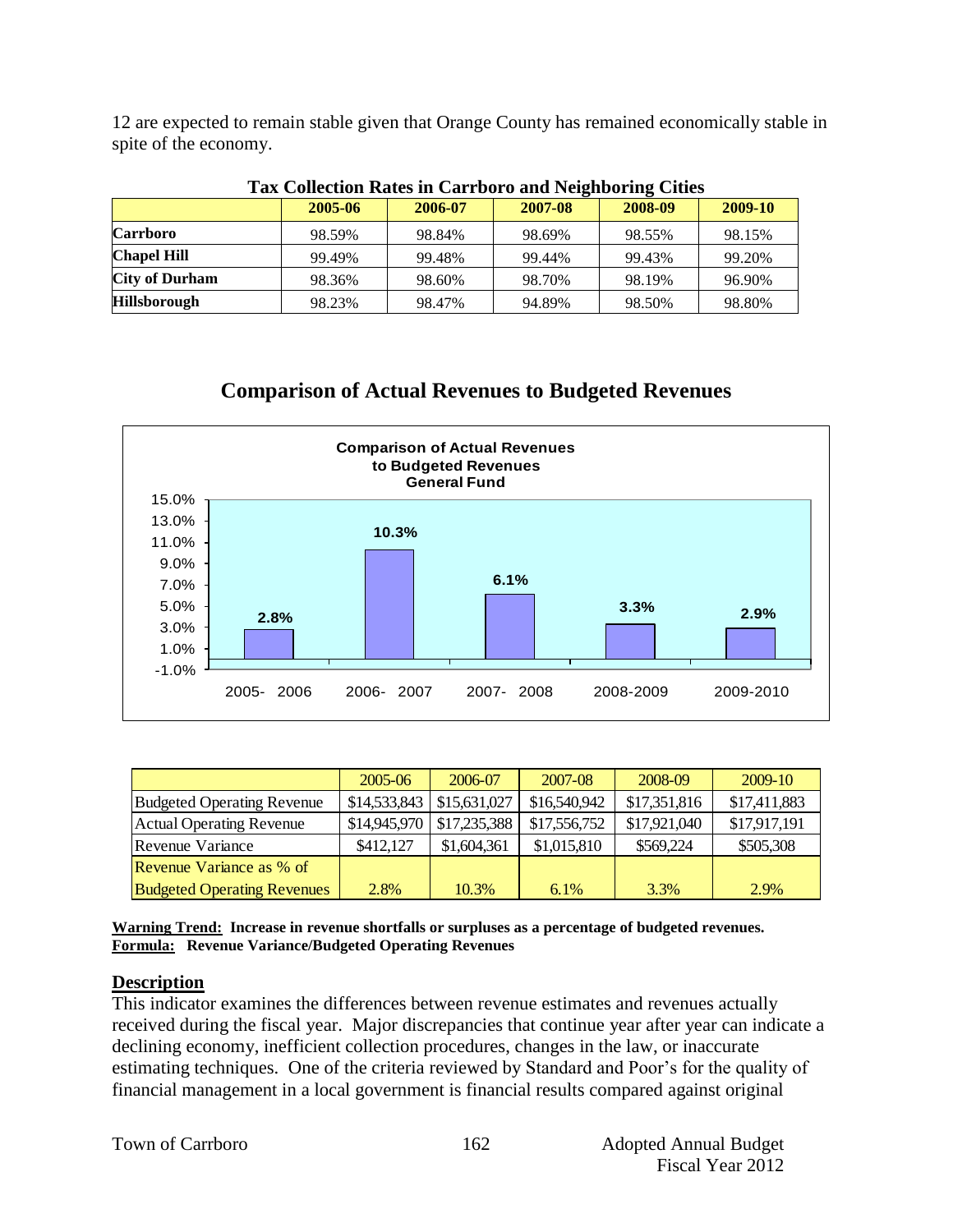12 are expected to remain stable given that Orange County has remained economically stable in spite of the economy.

**Tax Collection Rates in Carrboro and Neighboring Cities**

| | 2005-06 | 2006-07 | 2007-08 | 2008-09 | 2009-10 |
|---|---|---|---|---|---|
| **Carrboro** | 98.59% | 98.84% | 98.69% | 98.55% | 98.15% |
| **Chapel Hill** | 99.49% | 99.48% | 99.44% | 99.43% | 99.20% |
| **City of Durham** | 98.36% | 98.60% | 98.70% | 98.19% | 96.90% |
| **Hillsborough** | 98.23% | 98.47% | 94.89% | 98.50% | 98.80% |

## Comparison of Actual Revenues to Budgeted Revenues

**Comparison of Actual Revenues to Budgeted Revenues General Fund**

| | 2005- 2006 | 2006- 2007 | 2007- 2008 | 2008-2009 | 2009-2010 |
|---|---|---|---|---|---|
| Revenue Variance % | 2.8% | 10.3% | 6.1% | 3.3% | 2.9% |

| | 2005-06 | 2006-07 | 2007-08 | 2008-09 | 2009-10 |
|---|---|---|---|---|---|
| Budgeted Operating Revenue | $14,533,843 | $15,631,027 | $16,540,942 | $17,351,816 | $17,411,883 |
| Actual Operating Revenue | $14,945,970 | $17,235,388 | $17,556,752 | $17,921,040 | $17,917,191 |
| Revenue Variance | $412,127 | $1,604,361 | $1,015,810 | $569,224 | $505,308 |
| Revenue Variance as % of Budgeted Operating Revenues | 2.8% | 10.3% | 6.1% | 3.3% | 2.9% |

**Warning Trend: Increase in revenue shortfalls or surpluses as a percentage of budgeted revenues.**
**Formula: Revenue Variance/Budgeted Operating Revenues**

### Description

This indicator examines the differences between revenue estimates and revenues actually received during the fiscal year. Major discrepancies that continue year after year can indicate a declining economy, inefficient collection procedures, changes in the law, or inaccurate estimating techniques. One of the criteria reviewed by Standard and Poor's for the quality of financial management in a local government is financial results compared against original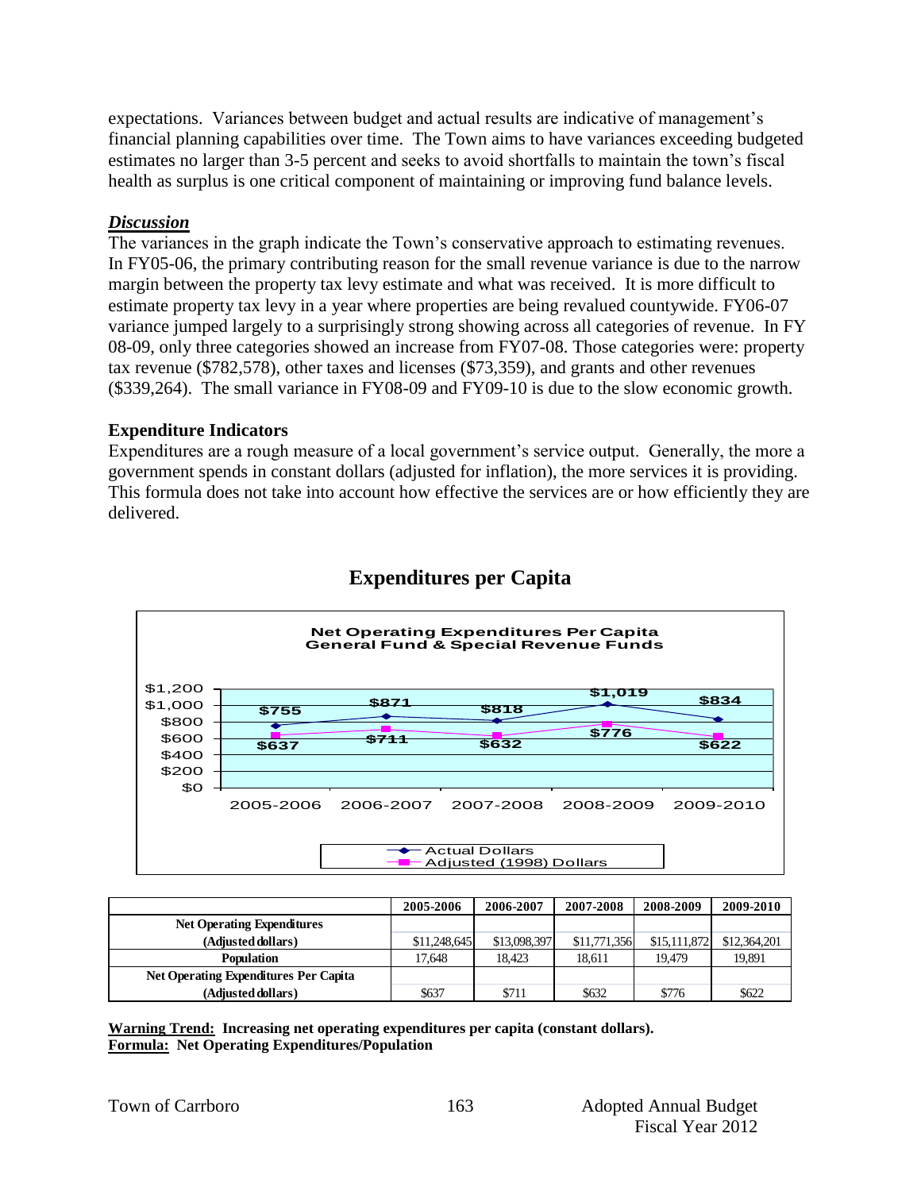expectations. Variances between budget and actual results are indicative of management's financial planning capabilities over time. The Town aims to have variances exceeding budgeted estimates no larger than 3-5 percent and seeks to avoid shortfalls to maintain the town's fiscal health as surplus is one critical component of maintaining or improving fund balance levels.

***Discussion***

The variances in the graph indicate the Town's conservative approach to estimating revenues. In FY05-06, the primary contributing reason for the small revenue variance is due to the narrow margin between the property tax levy estimate and what was received. It is more difficult to estimate property tax levy in a year where properties are being revalued countywide. FY06-07 variance jumped largely to a surprisingly strong showing across all categories of revenue. In FY 08-09, only three categories showed an increase from FY07-08. Those categories were: property tax revenue ($782,578), other taxes and licenses ($73,359), and grants and other revenues ($339,264). The small variance in FY08-09 and FY09-10 is due to the slow economic growth.

### Expenditure Indicators

Expenditures are a rough measure of a local government's service output. Generally, the more a government spends in constant dollars (adjusted for inflation), the more services it is providing. This formula does not take into account how effective the services are or how efficiently they are delivered.

## Expenditures per Capita

**Net Operating Expenditures Per Capita**
**General Fund & Special Revenue Funds**

| | 2005-2006 | 2006-2007 | 2007-2008 | 2008-2009 | 2009-2010 |
|---|---|---|---|---|---|
| Actual Dollars | $755 | $871 | $818 | $1,019 | $834 |
| Adjusted (1998) Dollars | $637 | $711 | $632 | $776 | $622 |

| | 2005-2006 | 2006-2007 | 2007-2008 | 2008-2009 | 2009-2010 |
|---|---|---|---|---|---|
| **Net Operating Expenditures (Adjusted dollars)** | $11,248,645 | $13,098,397 | $11,771,356 | $15,111,872 | $12,364,201 |
| **Population** | 17,648 | 18,423 | 18,611 | 19,479 | 19,891 |
| **Net Operating Expenditures Per Capita (Adjusted dollars)** | $637 | $711 | $632 | $776 | $622 |

**<u>Warning Trend:</u> Increasing net operating expenditures per capita (constant dollars).**
**<u>Formula:</u> Net Operating Expenditures/Population**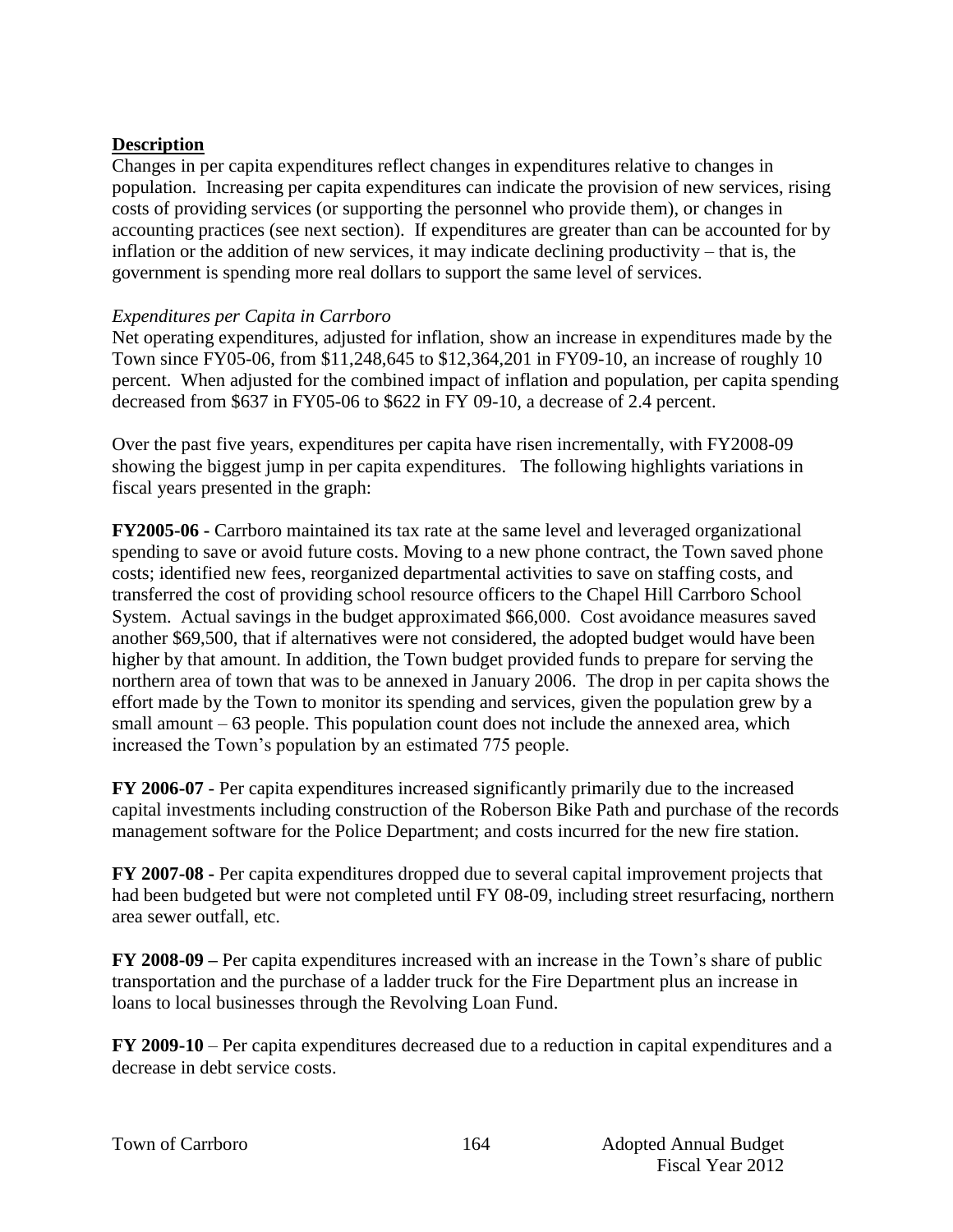**Description**

Changes in per capita expenditures reflect changes in expenditures relative to changes in population. Increasing per capita expenditures can indicate the provision of new services, rising costs of providing services (or supporting the personnel who provide them), or changes in accounting practices (see next section). If expenditures are greater than can be accounted for by inflation or the addition of new services, it may indicate declining productivity – that is, the government is spending more real dollars to support the same level of services.

*Expenditures per Capita in Carrboro*

Net operating expenditures, adjusted for inflation, show an increase in expenditures made by the Town since FY05-06, from $11,248,645 to $12,364,201 in FY09-10, an increase of roughly 10 percent. When adjusted for the combined impact of inflation and population, per capita spending decreased from $637 in FY05-06 to $622 in FY 09-10, a decrease of 2.4 percent.

Over the past five years, expenditures per capita have risen incrementally, with FY2008-09 showing the biggest jump in per capita expenditures. The following highlights variations in fiscal years presented in the graph:

**FY2005-06 -** Carrboro maintained its tax rate at the same level and leveraged organizational spending to save or avoid future costs. Moving to a new phone contract, the Town saved phone costs; identified new fees, reorganized departmental activities to save on staffing costs, and transferred the cost of providing school resource officers to the Chapel Hill Carrboro School System. Actual savings in the budget approximated $66,000. Cost avoidance measures saved another $69,500, that if alternatives were not considered, the adopted budget would have been higher by that amount. In addition, the Town budget provided funds to prepare for serving the northern area of town that was to be annexed in January 2006. The drop in per capita shows the effort made by the Town to monitor its spending and services, given the population grew by a small amount – 63 people. This population count does not include the annexed area, which increased the Town's population by an estimated 775 people.

**FY 2006-07** - Per capita expenditures increased significantly primarily due to the increased capital investments including construction of the Roberson Bike Path and purchase of the records management software for the Police Department; and costs incurred for the new fire station.

**FY 2007-08 -** Per capita expenditures dropped due to several capital improvement projects that had been budgeted but were not completed until FY 08-09, including street resurfacing, northern area sewer outfall, etc.

**FY 2008-09 –** Per capita expenditures increased with an increase in the Town's share of public transportation and the purchase of a ladder truck for the Fire Department plus an increase in loans to local businesses through the Revolving Loan Fund.

**FY 2009-10** – Per capita expenditures decreased due to a reduction in capital expenditures and a decrease in debt service costs.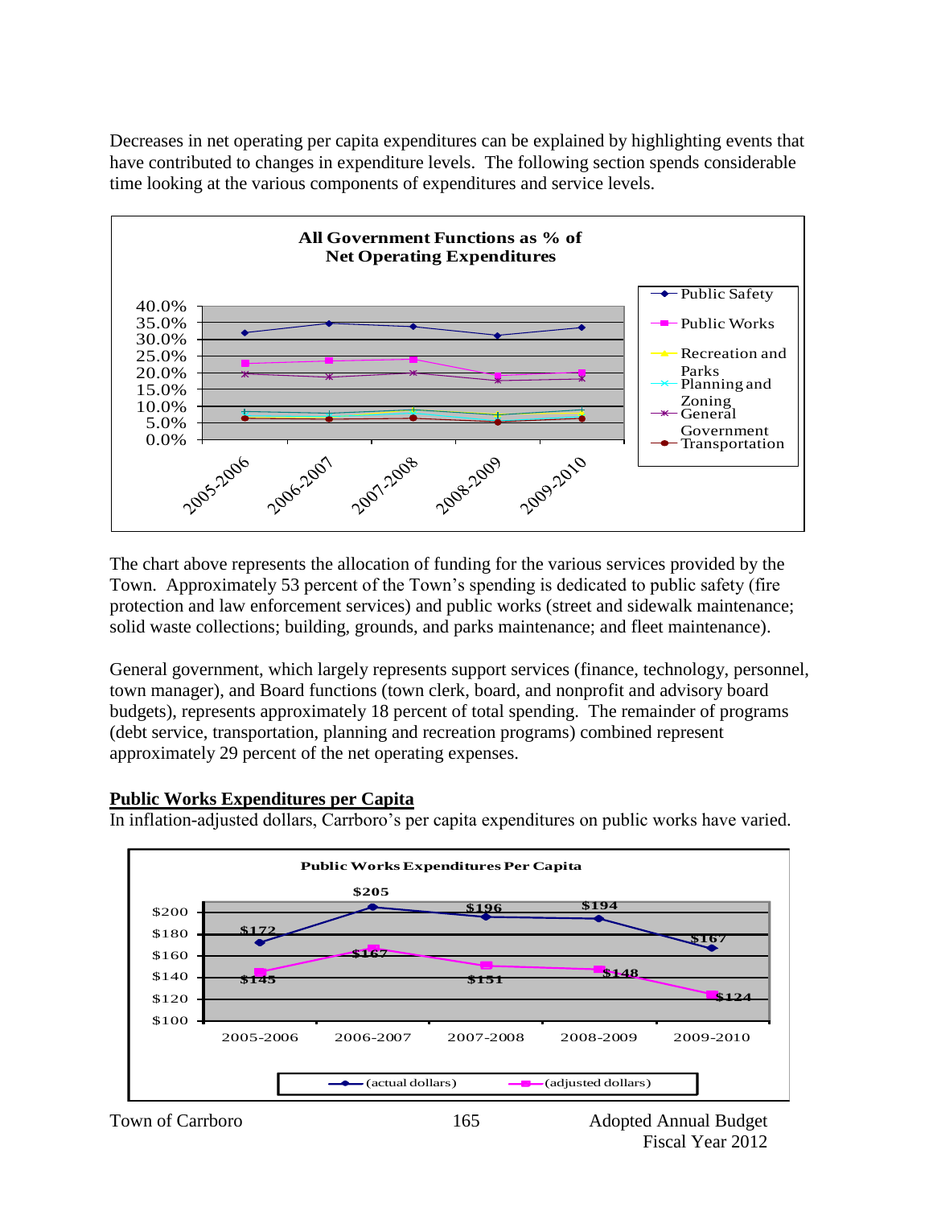Decreases in net operating per capita expenditures can be explained by highlighting events that have contributed to changes in expenditure levels. The following section spends considerable time looking at the various components of expenditures and service levels.

**All Government Functions as % of Net Operating Expenditures**

The chart above represents the allocation of funding for the various services provided by the Town. Approximately 53 percent of the Town's spending is dedicated to public safety (fire protection and law enforcement services) and public works (street and sidewalk maintenance; solid waste collections; building, grounds, and parks maintenance; and fleet maintenance).

General government, which largely represents support services (finance, technology, personnel, town manager), and Board functions (town clerk, board, and nonprofit and advisory board budgets), represents approximately 18 percent of total spending. The remainder of programs (debt service, transportation, planning and recreation programs) combined represent approximately 29 percent of the net operating expenses.

## Public Works Expenditures per Capita

In inflation-adjusted dollars, Carrboro's per capita expenditures on public works have varied.

**Public Works Expenditures Per Capita**

| | 2005-2006 | 2006-2007 | 2007-2008 | 2008-2009 | 2009-2010 |
|---|---|---|---|---|---|
| (actual dollars) | $172 | $205 | $196 | $194 | $167 |
| (adjusted dollars) | $145 | $167 | $151 | $148 | $124 |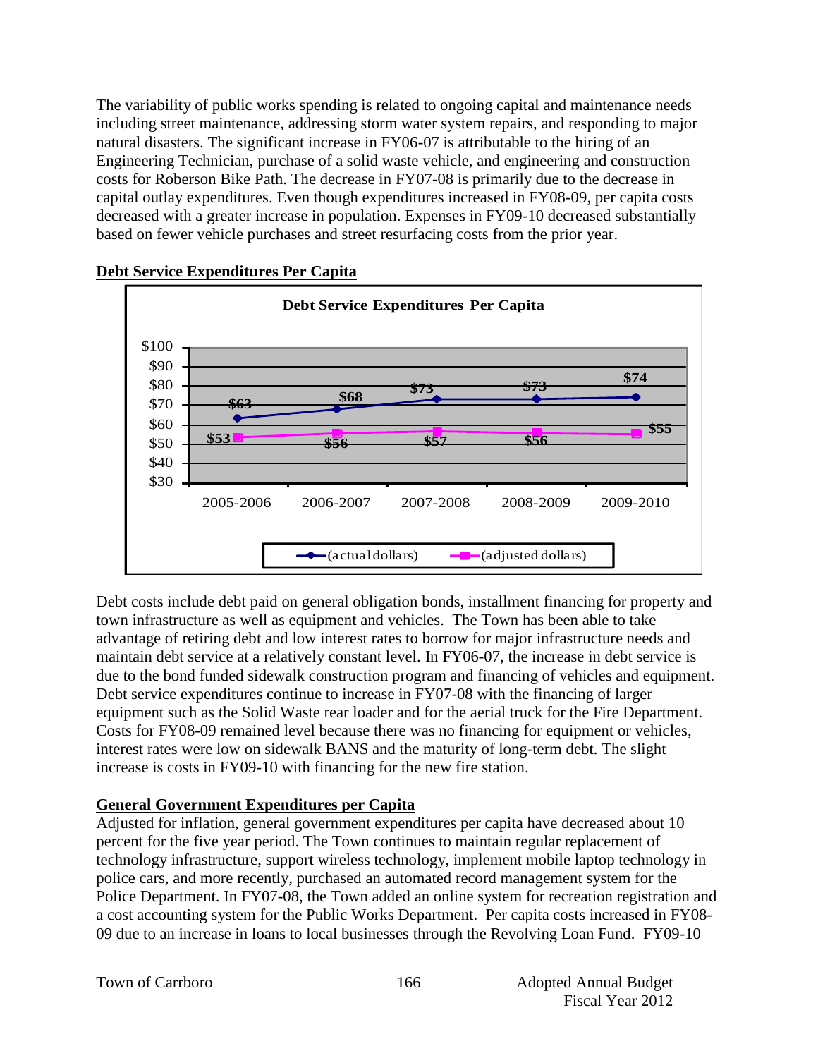The variability of public works spending is related to ongoing capital and maintenance needs including street maintenance, addressing storm water system repairs, and responding to major natural disasters. The significant increase in FY06-07 is attributable to the hiring of an Engineering Technician, purchase of a solid waste vehicle, and engineering and construction costs for Roberson Bike Path. The decrease in FY07-08 is primarily due to the decrease in capital outlay expenditures. Even though expenditures increased in FY08-09, per capita costs decreased with a greater increase in population. Expenses in FY09-10 decreased substantially based on fewer vehicle purchases and street resurfacing costs from the prior year.

## Debt Service Expenditures Per Capita

**Debt Service Expenditures Per Capita**

| | 2005-2006 | 2006-2007 | 2007-2008 | 2008-2009 | 2009-2010 |
|---|---|---|---|---|---|
| (actual dollars) | $63 | $68 | $73 | $73 | $74 |
| (adjusted dollars) | $53 | $56 | $57 | $56 | $55 |

Debt costs include debt paid on general obligation bonds, installment financing for property and town infrastructure as well as equipment and vehicles. The Town has been able to take advantage of retiring debt and low interest rates to borrow for major infrastructure needs and maintain debt service at a relatively constant level. In FY06-07, the increase in debt service is due to the bond funded sidewalk construction program and financing of vehicles and equipment. Debt service expenditures continue to increase in FY07-08 with the financing of larger equipment such as the Solid Waste rear loader and for the aerial truck for the Fire Department. Costs for FY08-09 remained level because there was no financing for equipment or vehicles, interest rates were low on sidewalk BANS and the maturity of long-term debt. The slight increase is costs in FY09-10 with financing for the new fire station.

## General Government Expenditures per Capita

Adjusted for inflation, general government expenditures per capita have decreased about 10 percent for the five year period. The Town continues to maintain regular replacement of technology infrastructure, support wireless technology, implement mobile laptop technology in police cars, and more recently, purchased an automated record management system for the Police Department. In FY07-08, the Town added an online system for recreation registration and a cost accounting system for the Public Works Department. Per capita costs increased in FY08-09 due to an increase in loans to local businesses through the Revolving Loan Fund. FY09-10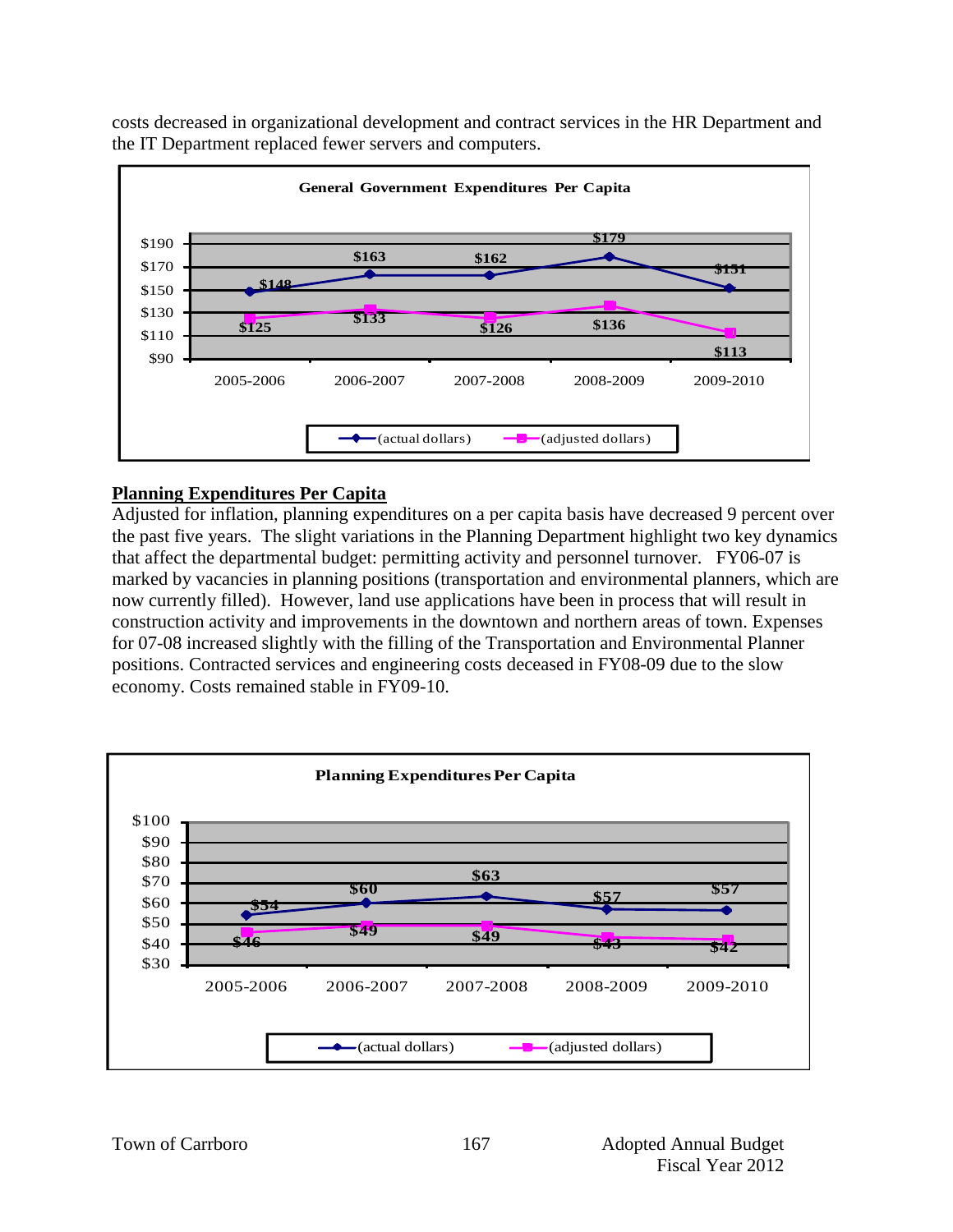costs decreased in organizational development and contract services in the HR Department and the IT Department replaced fewer servers and computers.

**General Government Expenditures Per Capita**

| | 2005-2006 | 2006-2007 | 2007-2008 | 2008-2009 | 2009-2010 |
|---|---|---|---|---|---|
| (actual dollars) | $148 | $163 | $162 | $179 | $151 |
| (adjusted dollars) | $125 | $133 | $126 | $136 | $113 |

## Planning Expenditures Per Capita

Adjusted for inflation, planning expenditures on a per capita basis have decreased 9 percent over the past five years. The slight variations in the Planning Department highlight two key dynamics that affect the departmental budget: permitting activity and personnel turnover. FY06-07 is marked by vacancies in planning positions (transportation and environmental planners, which are now currently filled). However, land use applications have been in process that will result in construction activity and improvements in the downtown and northern areas of town. Expenses for 07-08 increased slightly with the filling of the Transportation and Environmental Planner positions. Contracted services and engineering costs deceased in FY08-09 due to the slow economy. Costs remained stable in FY09-10.

**Planning Expenditures Per Capita**

| | 2005-2006 | 2006-2007 | 2007-2008 | 2008-2009 | 2009-2010 |
|---|---|---|---|---|---|
| (actual dollars) | $54 | $60 | $63 | $57 | $57 |
| (adjusted dollars) | $46 | $49 | $49 | $43 | $42 |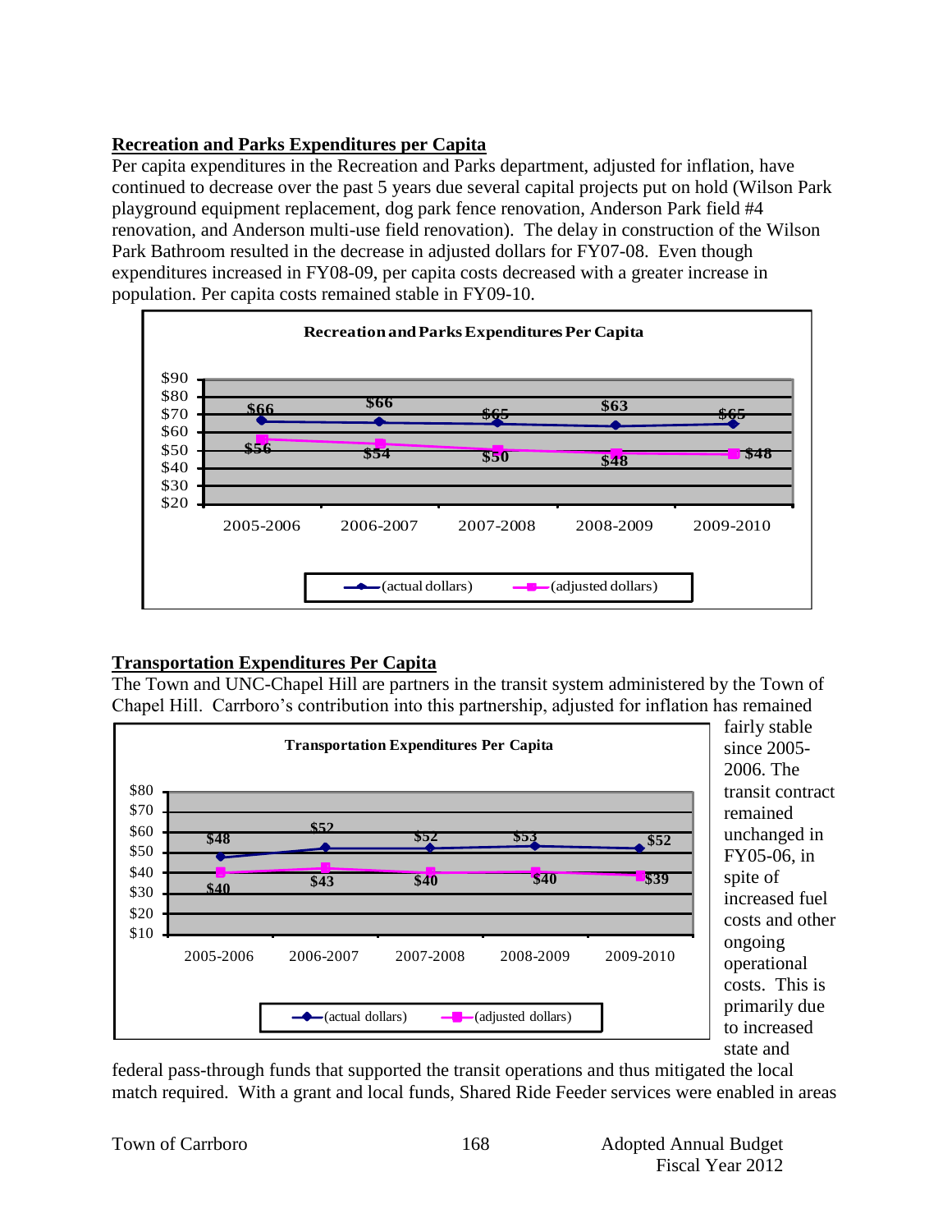## Recreation and Parks Expenditures per Capita

Per capita expenditures in the Recreation and Parks department, adjusted for inflation, have continued to decrease over the past 5 years due several capital projects put on hold (Wilson Park playground equipment replacement, dog park fence renovation, Anderson Park field #4 renovation, and Anderson multi-use field renovation). The delay in construction of the Wilson Park Bathroom resulted in the decrease in adjusted dollars for FY07-08. Even though expenditures increased in FY08-09, per capita costs decreased with a greater increase in population. Per capita costs remained stable in FY09-10.

**Recreation and Parks Expenditures Per Capita**

| | 2005-2006 | 2006-2007 | 2007-2008 | 2008-2009 | 2009-2010 |
|---|---|---|---|---|---|
| (actual dollars) | $66 | $66 | $65 | $63 | $65 |
| (adjusted dollars) | $56 | $54 | $50 | $48 | $48 |

## Transportation Expenditures Per Capita

The Town and UNC-Chapel Hill are partners in the transit system administered by the Town of Chapel Hill. Carrboro's contribution into this partnership, adjusted for inflation has remained fairly stable since 2005-2006. The transit contract remained unchanged in FY05-06, in spite of increased fuel costs and other ongoing operational costs. This is primarily due to increased state and federal pass-through funds that supported the transit operations and thus mitigated the local match required. With a grant and local funds, Shared Ride Feeder services were enabled in areas

**Transportation Expenditures Per Capita**

| | 2005-2006 | 2006-2007 | 2007-2008 | 2008-2009 | 2009-2010 |
|---|---|---|---|---|---|
| (actual dollars) | $48 | $52 | $52 | $53 | $52 |
| (adjusted dollars) | $40 | $43 | $40 | $40 | $39 |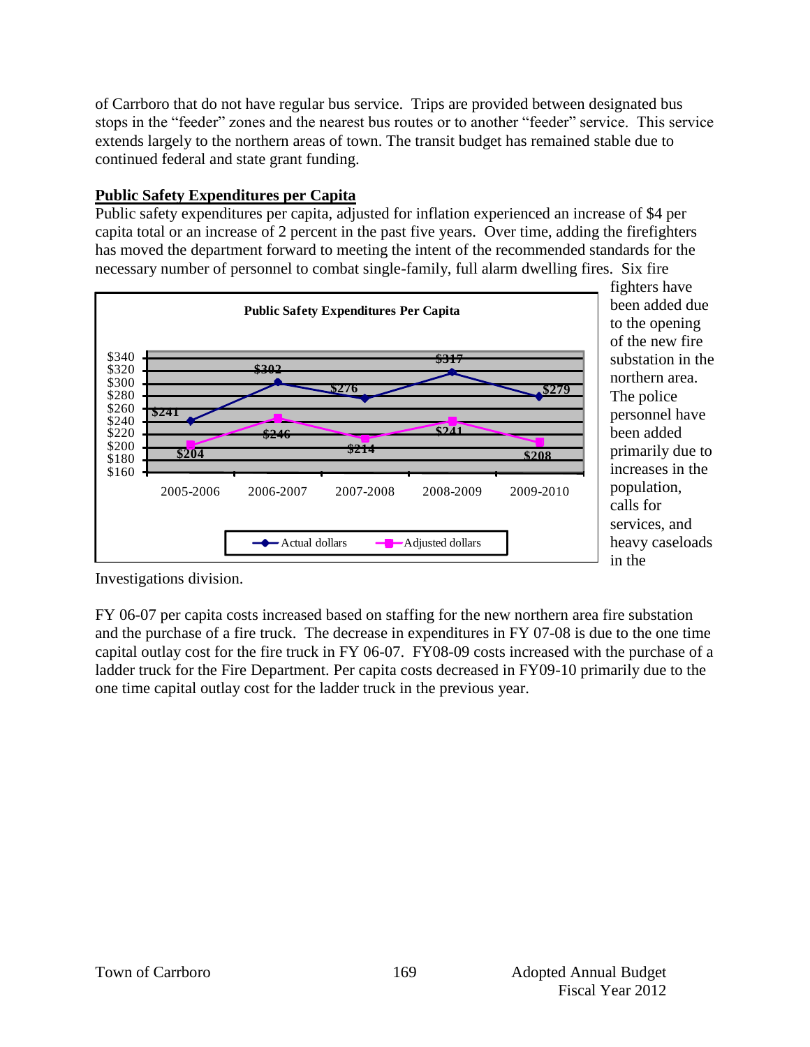of Carrboro that do not have regular bus service. Trips are provided between designated bus stops in the "feeder" zones and the nearest bus routes or to another "feeder" service. This service extends largely to the northern areas of town. The transit budget has remained stable due to continued federal and state grant funding.

## Public Safety Expenditures per Capita

Public safety expenditures per capita, adjusted for inflation experienced an increase of $4 per capita total or an increase of 2 percent in the past five years. Over time, adding the firefighters has moved the department forward to meeting the intent of the recommended standards for the necessary number of personnel to combat single-family, full alarm dwelling fires. Six fire fighters have been added due to the opening of the new fire substation in the northern area. The police personnel have been added primarily due to increases in the population, calls for services, and heavy caseloads in the Investigations division.

**Public Safety Expenditures Per Capita**

| | 2005-2006 | 2006-2007 | 2007-2008 | 2008-2009 | 2009-2010 |
|---|---|---|---|---|---|
| Actual dollars | $241 | $302 | $276 | $317 | $279 |
| Adjusted dollars | $204 | $246 | $214 | $241 | $208 |

FY 06-07 per capita costs increased based on staffing for the new northern area fire substation and the purchase of a fire truck. The decrease in expenditures in FY 07-08 is due to the one time capital outlay cost for the fire truck in FY 06-07. FY08-09 costs increased with the purchase of a ladder truck for the Fire Department. Per capita costs decreased in FY09-10 primarily due to the one time capital outlay cost for the ladder truck in the previous year.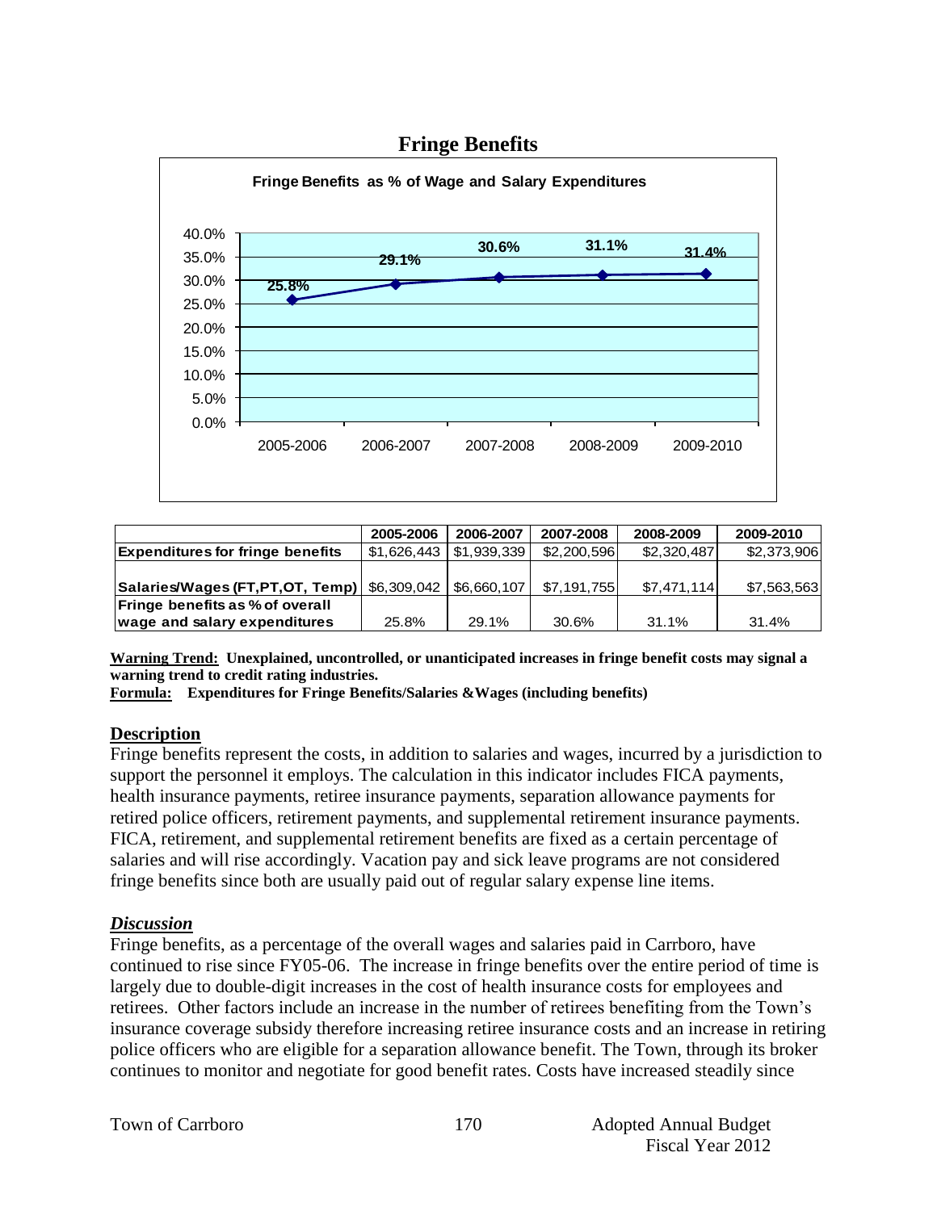## Fringe Benefits

**Fringe Benefits as % of Wage and Salary Expenditures**

| | 2005-2006 | 2006-2007 | 2007-2008 | 2008-2009 | 2009-2010 |
|---|---|---|---|---|---|
| **Expenditures for fringe benefits** | $1,626,443 | $1,939,339 | $2,200,596 | $2,320,487 | $2,373,906 |
| **Salaries/Wages (FT,PT,OT, Temp)** | $6,309,042 | $6,660,107 | $7,191,755 | $7,471,114 | $7,563,563 |
| **Fringe benefits as % of overall wage and salary expenditures** | 25.8% | 29.1% | 30.6% | 31.1% | 31.4% |

**Warning Trend:** **Unexplained, uncontrolled, or unanticipated increases in fringe benefit costs may signal a warning trend to credit rating industries.**

**Formula:** **Expenditures for Fringe Benefits/Salaries &Wages (including benefits)**

### Description

Fringe benefits represent the costs, in addition to salaries and wages, incurred by a jurisdiction to support the personnel it employs. The calculation in this indicator includes FICA payments, health insurance payments, retiree insurance payments, separation allowance payments for retired police officers, retirement payments, and supplemental retirement insurance payments. FICA, retirement, and supplemental retirement benefits are fixed as a certain percentage of salaries and will rise accordingly. Vacation pay and sick leave programs are not considered fringe benefits since both are usually paid out of regular salary expense line items.

### *Discussion*

Fringe benefits, as a percentage of the overall wages and salaries paid in Carrboro, have continued to rise since FY05-06. The increase in fringe benefits over the entire period of time is largely due to double-digit increases in the cost of health insurance costs for employees and retirees. Other factors include an increase in the number of retirees benefiting from the Town's insurance coverage subsidy therefore increasing retiree insurance costs and an increase in retiring police officers who are eligible for a separation allowance benefit. The Town, through its broker continues to monitor and negotiate for good benefit rates. Costs have increased steadily since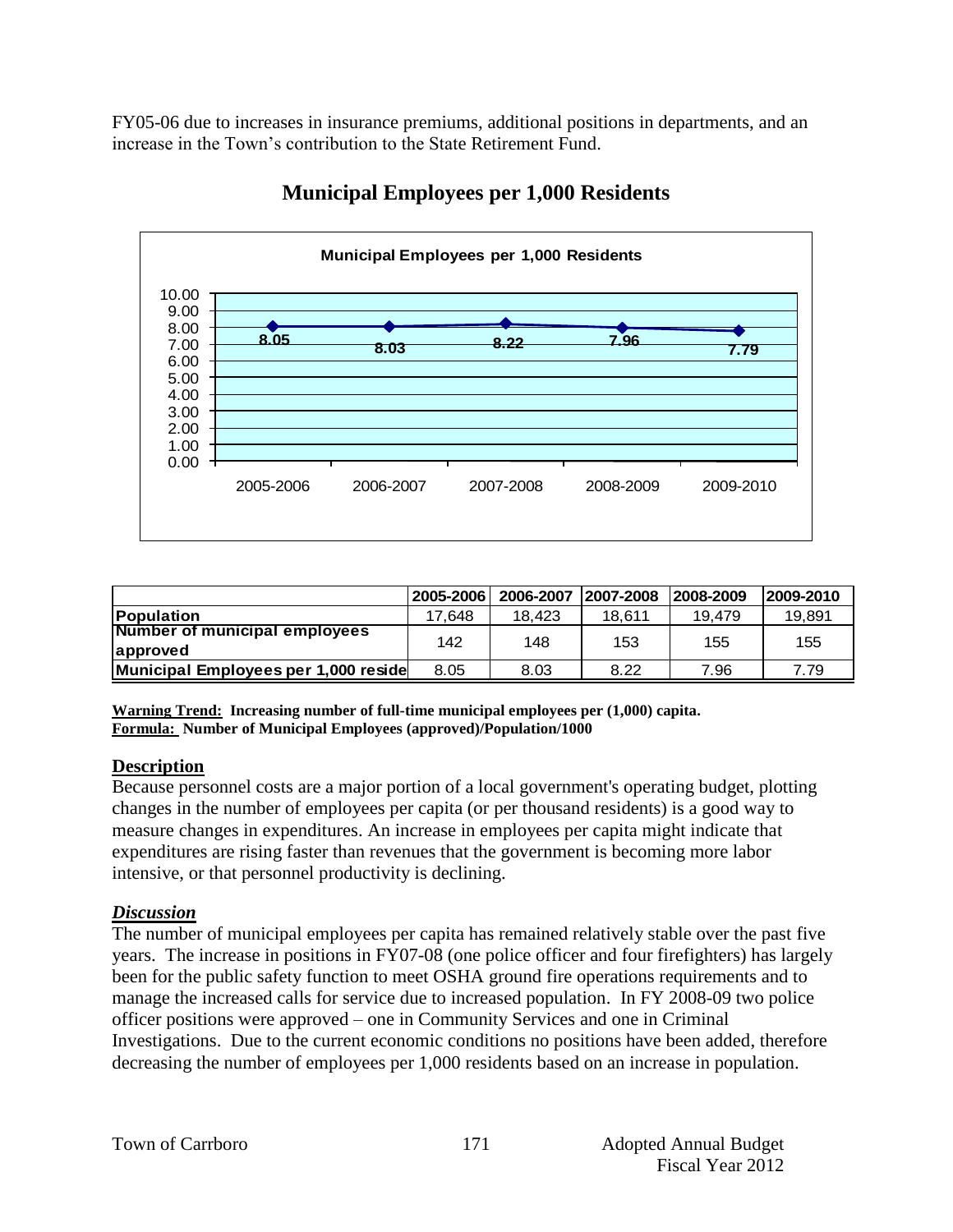FY05-06 due to increases in insurance premiums, additional positions in departments, and an increase in the Town's contribution to the State Retirement Fund.

## Municipal Employees per 1,000 Residents

|  | 2005-2006 | 2006-2007 | 2007-2008 | 2008-2009 | 2009-2010 |
|---|---|---|---|---|---|
| **Population** | 17,648 | 18,423 | 18,611 | 19,479 | 19,891 |
| **Number of municipal employees approved** | 142 | 148 | 153 | 155 | 155 |
| **Municipal Employees per 1,000 reside** | 8.05 | 8.03 | 8.22 | 7.96 | 7.79 |

**Warning Trend:** **Increasing number of full-time municipal employees per (1,000) capita.**
**Formula:** **Number of Municipal Employees (approved)/Population/1000**

### Description

Because personnel costs are a major portion of a local government's operating budget, plotting changes in the number of employees per capita (or per thousand residents) is a good way to measure changes in expenditures. An increase in employees per capita might indicate that expenditures are rising faster than revenues that the government is becoming more labor intensive, or that personnel productivity is declining.

### *Discussion*

The number of municipal employees per capita has remained relatively stable over the past five years. The increase in positions in FY07-08 (one police officer and four firefighters) has largely been for the public safety function to meet OSHA ground fire operations requirements and to manage the increased calls for service due to increased population. In FY 2008-09 two police officer positions were approved – one in Community Services and one in Criminal Investigations. Due to the current economic conditions no positions have been added, therefore decreasing the number of employees per 1,000 residents based on an increase in population.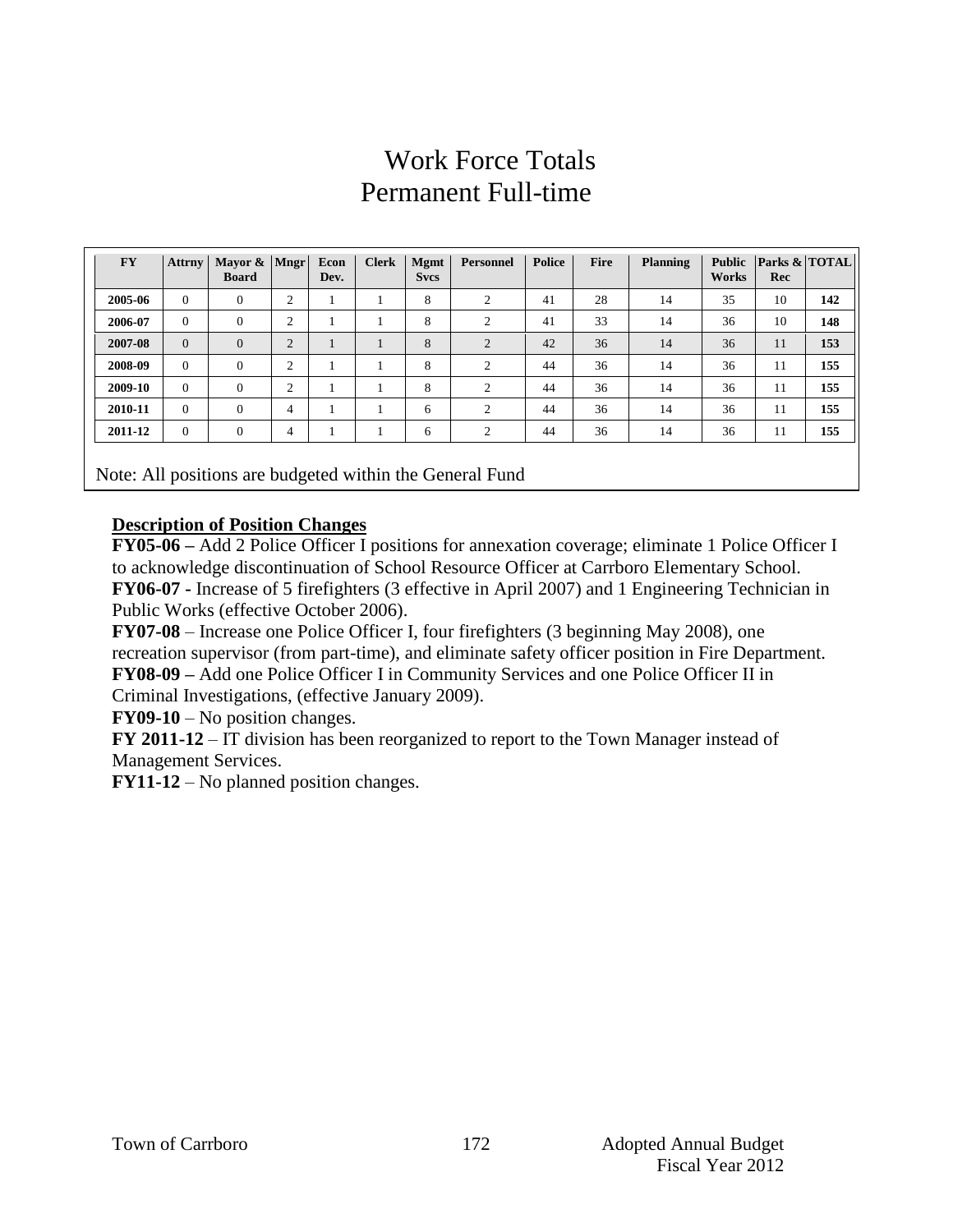# Work Force Totals
# Permanent Full-time

| FY | Attrny | Mayor & Board | Mngr | Econ Dev. | Clerk | Mgmt Svcs | Personnel | Police | Fire | Planning | Public Works | Parks & Rec | TOTAL |
|---|---|---|---|---|---|---|---|---|---|---|---|---|---|
| **2005-06** | 0 | 0 | 2 | 1 | 1 | 8 | 2 | 41 | 28 | 14 | 35 | 10 | **142** |
| **2006-07** | 0 | 0 | 2 | 1 | 1 | 8 | 2 | 41 | 33 | 14 | 36 | 10 | **148** |
| **2007-08** | 0 | 0 | 2 | 1 | 1 | 8 | 2 | 42 | 36 | 14 | 36 | 11 | **153** |
| **2008-09** | 0 | 0 | 2 | 1 | 1 | 8 | 2 | 44 | 36 | 14 | 36 | 11 | **155** |
| **2009-10** | 0 | 0 | 2 | 1 | 1 | 8 | 2 | 44 | 36 | 14 | 36 | 11 | **155** |
| **2010-11** | 0 | 0 | 4 | 1 | 1 | 6 | 2 | 44 | 36 | 14 | 36 | 11 | **155** |
| **2011-12** | 0 | 0 | 4 | 1 | 1 | 6 | 2 | 44 | 36 | 14 | 36 | 11 | **155** |

Note: All positions are budgeted within the General Fund

**Description of Position Changes**

**FY05-06 –** Add 2 Police Officer I positions for annexation coverage; eliminate 1 Police Officer I to acknowledge discontinuation of School Resource Officer at Carrboro Elementary School.

**FY06-07 -** Increase of 5 firefighters (3 effective in April 2007) and 1 Engineering Technician in Public Works (effective October 2006).

**FY07-08** – Increase one Police Officer I, four firefighters (3 beginning May 2008), one recreation supervisor (from part-time), and eliminate safety officer position in Fire Department.

**FY08-09 –** Add one Police Officer I in Community Services and one Police Officer II in Criminal Investigations, (effective January 2009).

**FY09-10** – No position changes.

**FY 2011-12** – IT division has been reorganized to report to the Town Manager instead of Management Services.

**FY11-12** – No planned position changes.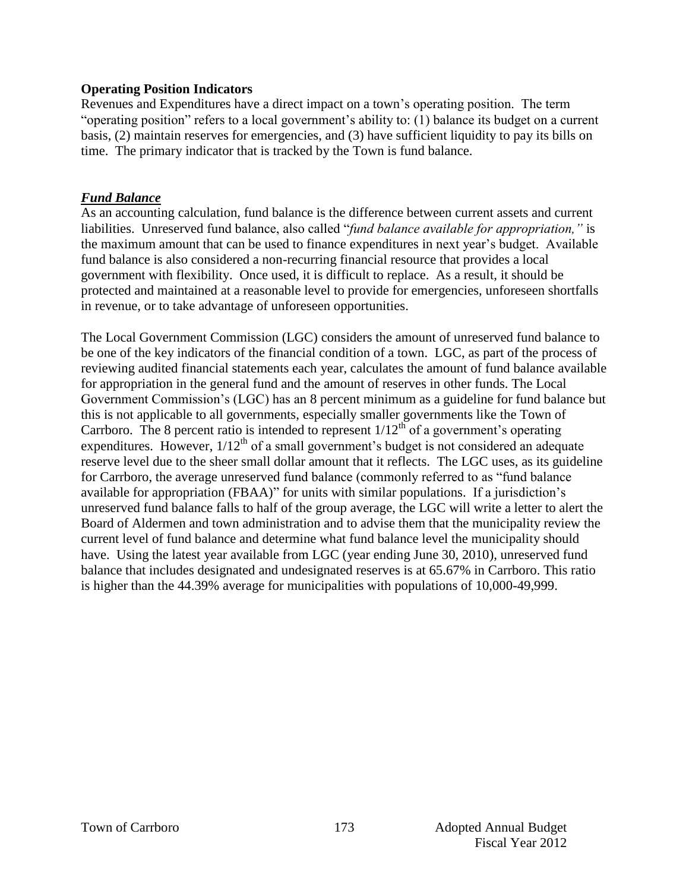**Operating Position Indicators**

Revenues and Expenditures have a direct impact on a town's operating position. The term "operating position" refers to a local government's ability to: (1) balance its budget on a current basis, (2) maintain reserves for emergencies, and (3) have sufficient liquidity to pay its bills on time. The primary indicator that is tracked by the Town is fund balance.

***Fund Balance***

As an accounting calculation, fund balance is the difference between current assets and current liabilities. Unreserved fund balance, also called "*fund balance available for appropriation,"* is the maximum amount that can be used to finance expenditures in next year's budget. Available fund balance is also considered a non-recurring financial resource that provides a local government with flexibility. Once used, it is difficult to replace. As a result, it should be protected and maintained at a reasonable level to provide for emergencies, unforeseen shortfalls in revenue, or to take advantage of unforeseen opportunities.

The Local Government Commission (LGC) considers the amount of unreserved fund balance to be one of the key indicators of the financial condition of a town. LGC, as part of the process of reviewing audited financial statements each year, calculates the amount of fund balance available for appropriation in the general fund and the amount of reserves in other funds. The Local Government Commission's (LGC) has an 8 percent minimum as a guideline for fund balance but this is not applicable to all governments, especially smaller governments like the Town of Carrboro. The 8 percent ratio is intended to represent $1/12^{th}$ of a government's operating expenditures. However, $1/12^{th}$ of a small government's budget is not considered an adequate reserve level due to the sheer small dollar amount that it reflects. The LGC uses, as its guideline for Carrboro, the average unreserved fund balance (commonly referred to as "fund balance available for appropriation (FBAA)" for units with similar populations. If a jurisdiction's unreserved fund balance falls to half of the group average, the LGC will write a letter to alert the Board of Aldermen and town administration and to advise them that the municipality review the current level of fund balance and determine what fund balance level the municipality should have. Using the latest year available from LGC (year ending June 30, 2010), unreserved fund balance that includes designated and undesignated reserves is at 65.67% in Carrboro. This ratio is higher than the 44.39% average for municipalities with populations of 10,000-49,999.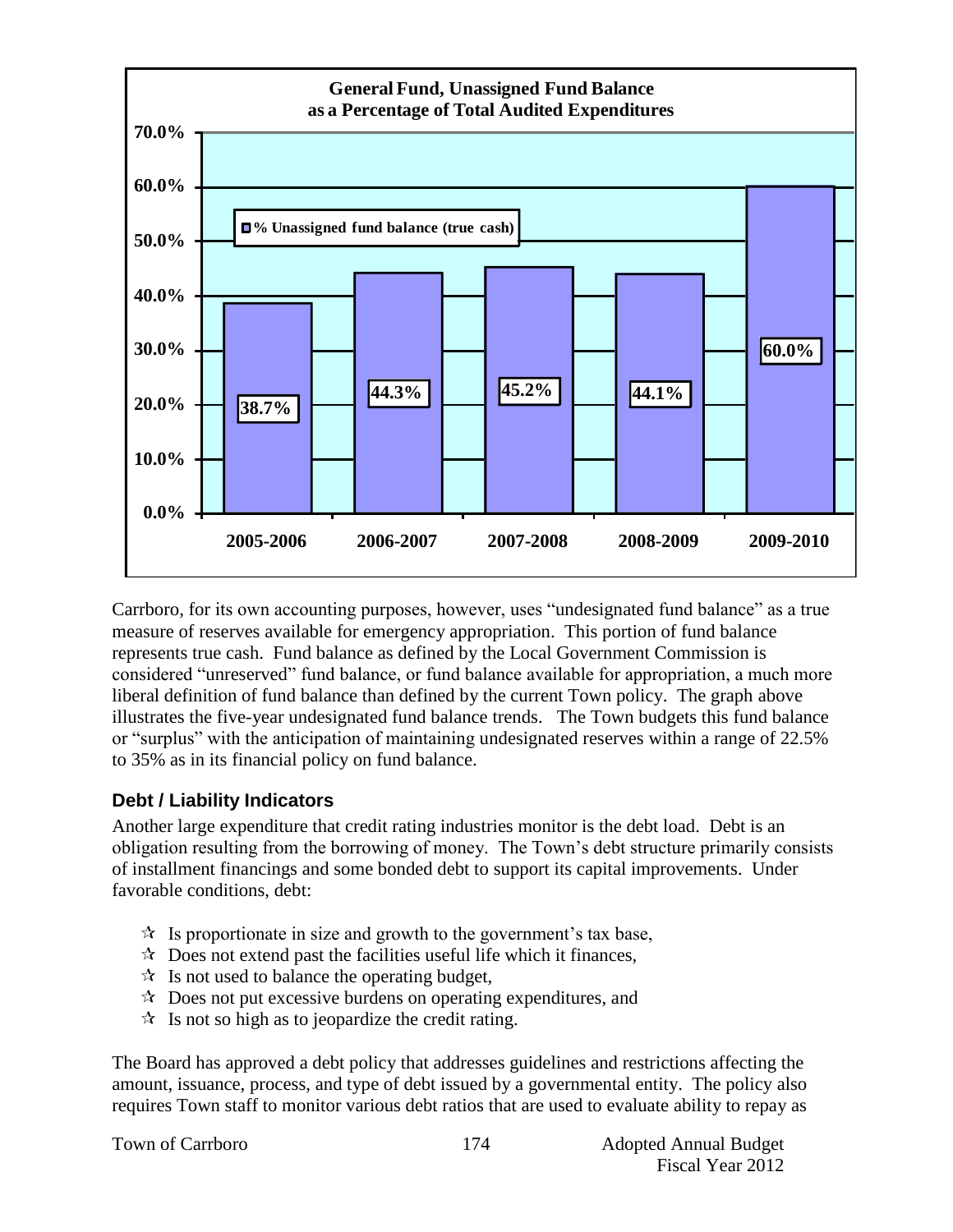**General Fund, Unassigned Fund Balance as a Percentage of Total Audited Expenditures**

| Fiscal Year | % Unassigned fund balance (true cash) |
|---|---|
| 2005-2006 | 38.7% |
| 2006-2007 | 44.3% |
| 2007-2008 | 45.2% |
| 2008-2009 | 44.1% |
| 2009-2010 | 60.0% |

Carrboro, for its own accounting purposes, however, uses "undesignated fund balance" as a true measure of reserves available for emergency appropriation. This portion of fund balance represents true cash. Fund balance as defined by the Local Government Commission is considered "unreserved" fund balance, or fund balance available for appropriation, a much more liberal definition of fund balance than defined by the current Town policy. The graph above illustrates the five-year undesignated fund balance trends. The Town budgets this fund balance or "surplus" with the anticipation of maintaining undesignated reserves within a range of 22.5% to 35% as in its financial policy on fund balance.

### Debt / Liability Indicators

Another large expenditure that credit rating industries monitor is the debt load. Debt is an obligation resulting from the borrowing of money. The Town's debt structure primarily consists of installment financings and some bonded debt to support its capital improvements. Under favorable conditions, debt:

- Is proportionate in size and growth to the government's tax base,
- Does not extend past the facilities useful life which it finances,
- Is not used to balance the operating budget,
- Does not put excessive burdens on operating expenditures, and
- Is not so high as to jeopardize the credit rating.

The Board has approved a debt policy that addresses guidelines and restrictions affecting the amount, issuance, process, and type of debt issued by a governmental entity. The policy also requires Town staff to monitor various debt ratios that are used to evaluate ability to repay as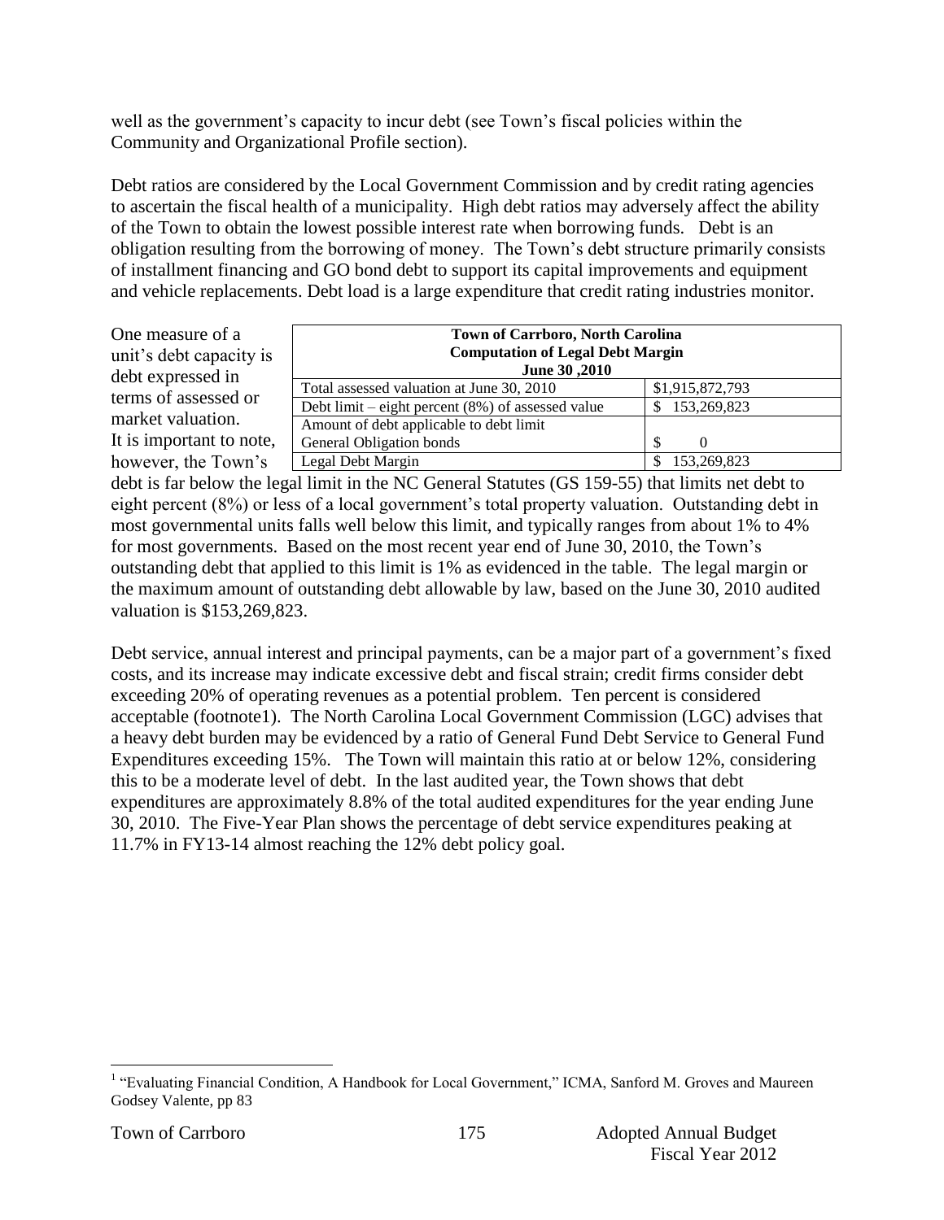well as the government's capacity to incur debt (see Town's fiscal policies within the Community and Organizational Profile section).

Debt ratios are considered by the Local Government Commission and by credit rating agencies to ascertain the fiscal health of a municipality. High debt ratios may adversely affect the ability of the Town to obtain the lowest possible interest rate when borrowing funds. Debt is an obligation resulting from the borrowing of money. The Town's debt structure primarily consists of installment financing and GO bond debt to support its capital improvements and equipment and vehicle replacements. Debt load is a large expenditure that credit rating industries monitor.

| Town of Carrboro, North Carolina<br>Computation of Legal Debt Margin<br>June 30 ,2010 | |
|---|---|
| Total assessed valuation at June 30, 2010 | $1,915,872,793 |
| Debt limit – eight percent (8%) of assessed value | $ 153,269,823 |
| Amount of debt applicable to debt limit<br>General Obligation bonds | $ 0 |
| Legal Debt Margin | $ 153,269,823 |

One measure of a unit's debt capacity is debt expressed in terms of assessed or market valuation. It is important to note, however, the Town's debt is far below the legal limit in the NC General Statutes (GS 159-55) that limits net debt to eight percent (8%) or less of a local government's total property valuation. Outstanding debt in most governmental units falls well below this limit, and typically ranges from about 1% to 4% for most governments. Based on the most recent year end of June 30, 2010, the Town's outstanding debt that applied to this limit is 1% as evidenced in the table. The legal margin or the maximum amount of outstanding debt allowable by law, based on the June 30, 2010 audited valuation is $153,269,823.

Debt service, annual interest and principal payments, can be a major part of a government's fixed costs, and its increase may indicate excessive debt and fiscal strain; credit firms consider debt exceeding 20% of operating revenues as a potential problem. Ten percent is considered acceptable (footnote1). The North Carolina Local Government Commission (LGC) advises that a heavy debt burden may be evidenced by a ratio of General Fund Debt Service to General Fund Expenditures exceeding 15%. The Town will maintain this ratio at or below 12%, considering this to be a moderate level of debt. In the last audited year, the Town shows that debt expenditures are approximately 8.8% of the total audited expenditures for the year ending June 30, 2010. The Five-Year Plan shows the percentage of debt service expenditures peaking at 11.7% in FY13-14 almost reaching the 12% debt policy goal.

[1] "Evaluating Financial Condition, A Handbook for Local Government," ICMA, Sanford M. Groves and Maureen Godsey Valente, pp 83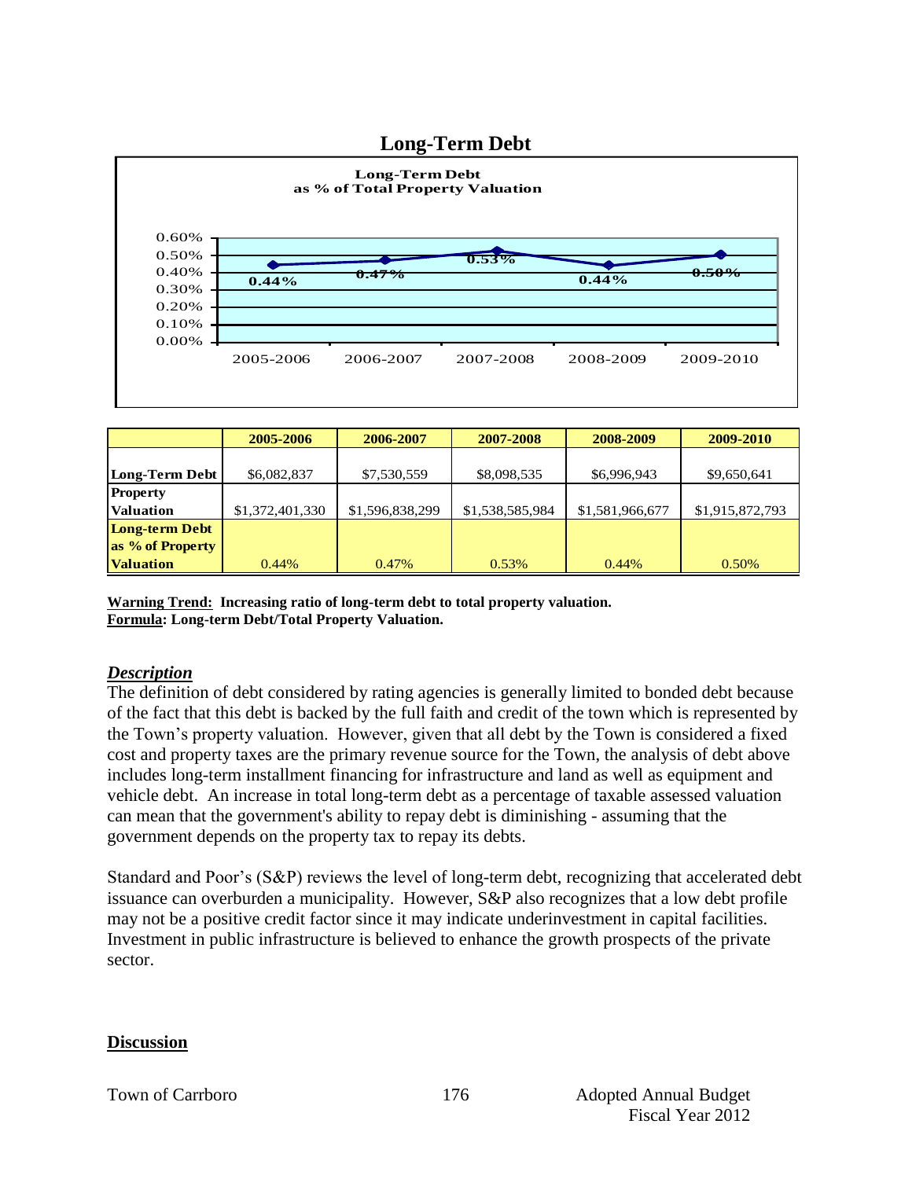## Long-Term Debt

**Long-Term Debt as % of Total Property Valuation**

| | 2005-2006 | 2006-2007 | 2007-2008 | 2008-2009 | 2009-2010 |
|---|---|---|---|---|---|
| **Long-Term Debt** | $6,082,837 | $7,530,559 | $8,098,535 | $6,996,943 | $9,650,641 |
| **Property Valuation** | $1,372,401,330 | $1,596,838,299 | $1,538,585,984 | $1,581,966,677 | $1,915,872,793 |
| **Long-term Debt as % of Property Valuation** | 0.44% | 0.47% | 0.53% | 0.44% | 0.50% |

**Warning Trend: Increasing ratio of long-term debt to total property valuation.**
**Formula: Long-term Debt/Total Property Valuation.**

### *Description*

The definition of debt considered by rating agencies is generally limited to bonded debt because of the fact that this debt is backed by the full faith and credit of the town which is represented by the Town's property valuation. However, given that all debt by the Town is considered a fixed cost and property taxes are the primary revenue source for the Town, the analysis of debt above includes long-term installment financing for infrastructure and land as well as equipment and vehicle debt. An increase in total long-term debt as a percentage of taxable assessed valuation can mean that the government's ability to repay debt is diminishing - assuming that the government depends on the property tax to repay its debts.

Standard and Poor's (S&P) reviews the level of long-term debt, recognizing that accelerated debt issuance can overburden a municipality. However, S&P also recognizes that a low debt profile may not be a positive credit factor since it may indicate underinvestment in capital facilities. Investment in public infrastructure is believed to enhance the growth prospects of the private sector.

### Discussion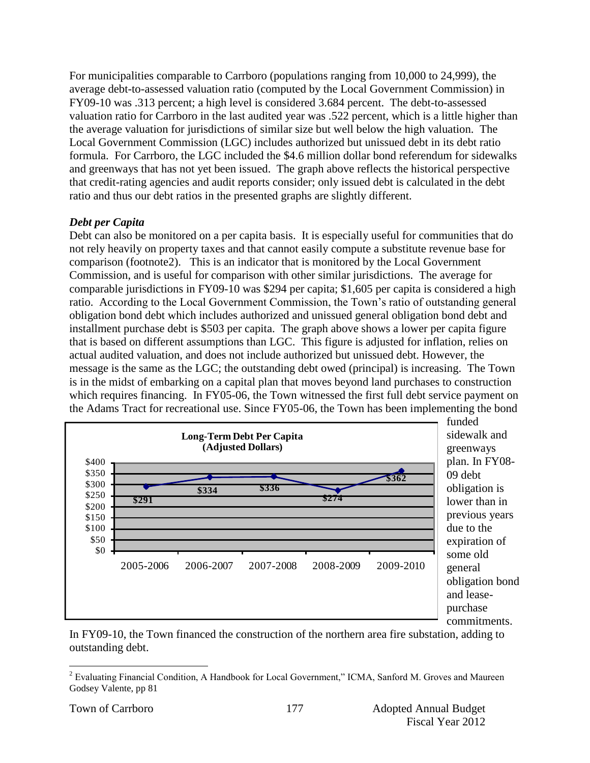For municipalities comparable to Carrboro (populations ranging from 10,000 to 24,999), the average debt-to-assessed valuation ratio (computed by the Local Government Commission) in FY09-10 was .313 percent; a high level is considered 3.684 percent. The debt-to-assessed valuation ratio for Carrboro in the last audited year was .522 percent, which is a little higher than the average valuation for jurisdictions of similar size but well below the high valuation. The Local Government Commission (LGC) includes authorized but unissued debt in its debt ratio formula. For Carrboro, the LGC included the $4.6 million dollar bond referendum for sidewalks and greenways that has not yet been issued. The graph above reflects the historical perspective that credit-rating agencies and audit reports consider; only issued debt is calculated in the debt ratio and thus our debt ratios in the presented graphs are slightly different.

### *Debt per Capita*

Debt can also be monitored on a per capita basis. It is especially useful for communities that do not rely heavily on property taxes and that cannot easily compute a substitute revenue base for comparison (footnote2). This is an indicator that is monitored by the Local Government Commission, and is useful for comparison with other similar jurisdictions. The average for comparable jurisdictions in FY09-10 was $294 per capita; $1,605 per capita is considered a high ratio. According to the Local Government Commission, the Town's ratio of outstanding general obligation bond debt which includes authorized and unissued general obligation bond debt and installment purchase debt is $503 per capita. The graph above shows a lower per capita figure that is based on different assumptions than LGC. This figure is adjusted for inflation, relies on actual audited valuation, and does not include authorized but unissued debt. However, the message is the same as the LGC; the outstanding debt owed (principal) is increasing. The Town is in the midst of embarking on a capital plan that moves beyond land purchases to construction which requires financing. In FY05-06, the Town witnessed the first full debt service payment on the Adams Tract for recreational use. Since FY05-06, the Town has been implementing the bond funded sidewalk and greenways plan. In FY08-09 debt obligation is lower than in previous years due to the expiration of some old general obligation bond and lease-purchase commitments.

**Long-Term Debt Per Capita (Adjusted Dollars)**

| 2005-2006 | 2006-2007 | 2007-2008 | 2008-2009 | 2009-2010 |
|---|---|---|---|---|
| $291 | $334 | $336 | $274 | $362 |

In FY09-10, the Town financed the construction of the northern area fire substation, adding to outstanding debt.

---

[2] Evaluating Financial Condition, A Handbook for Local Government," ICMA, Sanford M. Groves and Maureen Godsey Valente, pp 81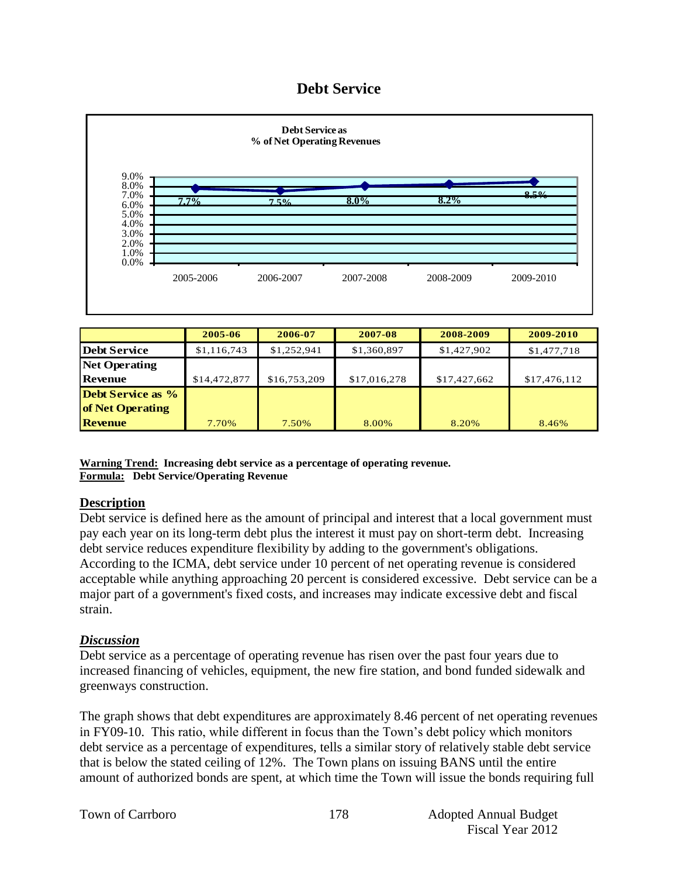# Debt Service

**Debt Service as % of Net Operating Revenues**

| | 2005-2006 | 2006-2007 | 2007-2008 | 2008-2009 | 2009-2010 |
|---|---|---|---|---|---|
| | 7.7% | 7.5% | 8.0% | 8.2% | 8.5% |

| | 2005-06 | 2006-07 | 2007-08 | 2008-2009 | 2009-2010 |
|---|---|---|---|---|---|
| **Debt Service** | $1,116,743 | $1,252,941 | $1,360,897 | $1,427,902 | $1,477,718 |
| **Net Operating Revenue** | $14,472,877 | $16,753,209 | $17,016,278 | $17,427,662 | $17,476,112 |
| **Debt Service as % of Net Operating Revenue** | 7.70% | 7.50% | 8.00% | 8.20% | 8.46% |

**Warning Trend: Increasing debt service as a percentage of operating revenue.**
**Formula: Debt Service/Operating Revenue**

## Description

Debt service is defined here as the amount of principal and interest that a local government must pay each year on its long-term debt plus the interest it must pay on short-term debt. Increasing debt service reduces expenditure flexibility by adding to the government's obligations. According to the ICMA, debt service under 10 percent of net operating revenue is considered acceptable while anything approaching 20 percent is considered excessive. Debt service can be a major part of a government's fixed costs, and increases may indicate excessive debt and fiscal strain.

## *Discussion*

Debt service as a percentage of operating revenue has risen over the past four years due to increased financing of vehicles, equipment, the new fire station, and bond funded sidewalk and greenways construction.

The graph shows that debt expenditures are approximately 8.46 percent of net operating revenues in FY09-10. This ratio, while different in focus than the Town's debt policy which monitors debt service as a percentage of expenditures, tells a similar story of relatively stable debt service that is below the stated ceiling of 12%. The Town plans on issuing BANS until the entire amount of authorized bonds are spent, at which time the Town will issue the bonds requiring full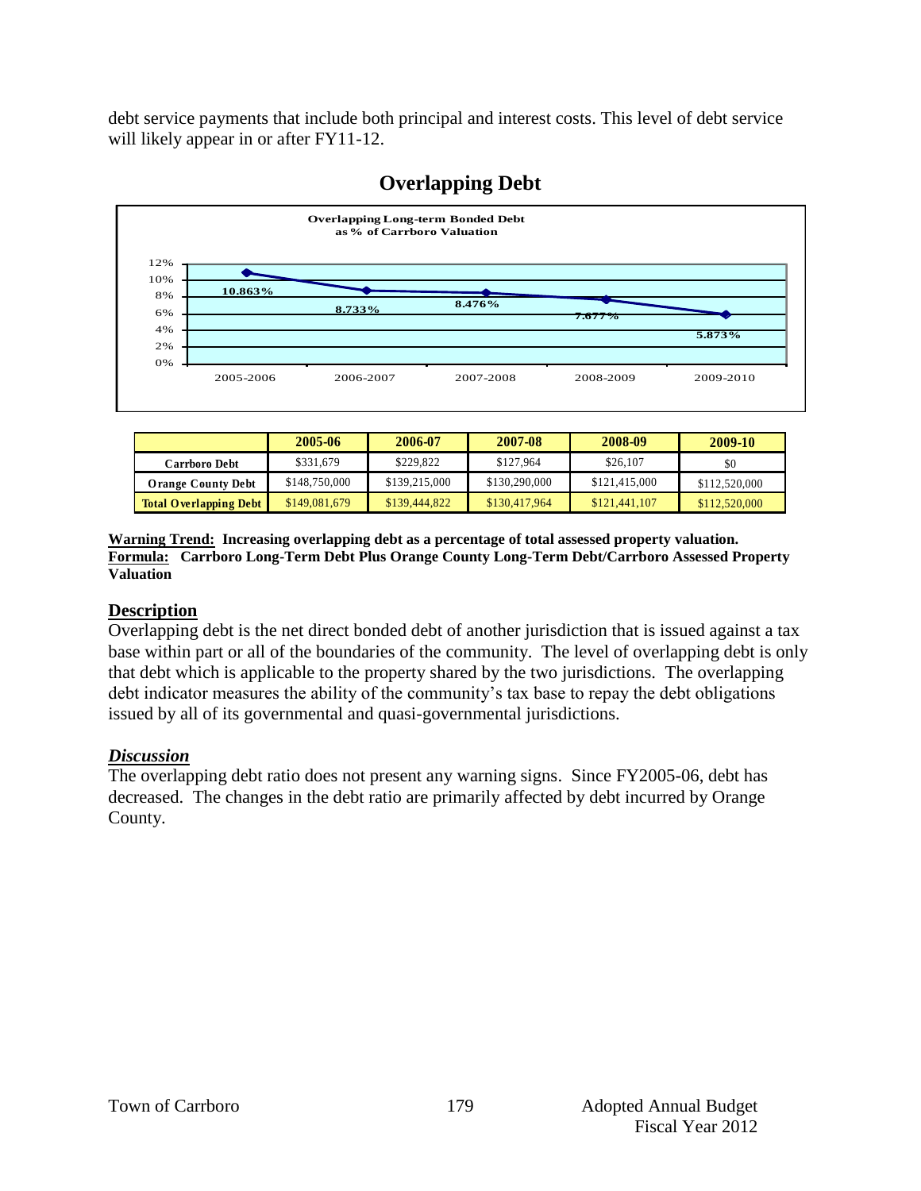debt service payments that include both principal and interest costs. This level of debt service will likely appear in or after FY11-12.

## Overlapping Debt

**Overlapping Long-term Bonded Debt as % of Carrboro Valuation**

| | 2005-2006 | 2006-2007 | 2007-2008 | 2008-2009 | 2009-2010 |
|---|---|---|---|---|---|
| % of Carrboro Valuation | 10.863% | 8.733% | 8.476% | 7.677% | 5.873% |

| | 2005-06 | 2006-07 | 2007-08 | 2008-09 | 2009-10 |
|---|---|---|---|---|---|
| **Carrboro Debt** | $331,679 | $229,822 | $127,964 | $26,107 | $0 |
| **Orange County Debt** | $148,750,000 | $139,215,000 | $130,290,000 | $121,415,000 | $112,520,000 |
| **Total Overlapping Debt** | $149,081,679 | $139,444,822 | $130,417,964 | $121,441,107 | $112,520,000 |

**Warning Trend: Increasing overlapping debt as a percentage of total assessed property valuation.**
**Formula: Carrboro Long-Term Debt Plus Orange County Long-Term Debt/Carrboro Assessed Property Valuation**

### Description

Overlapping debt is the net direct bonded debt of another jurisdiction that is issued against a tax base within part or all of the boundaries of the community. The level of overlapping debt is only that debt which is applicable to the property shared by the two jurisdictions. The overlapping debt indicator measures the ability of the community's tax base to repay the debt obligations issued by all of its governmental and quasi-governmental jurisdictions.

### *Discussion*

The overlapping debt ratio does not present any warning signs. Since FY2005-06, debt has decreased. The changes in the debt ratio are primarily affected by debt incurred by Orange County.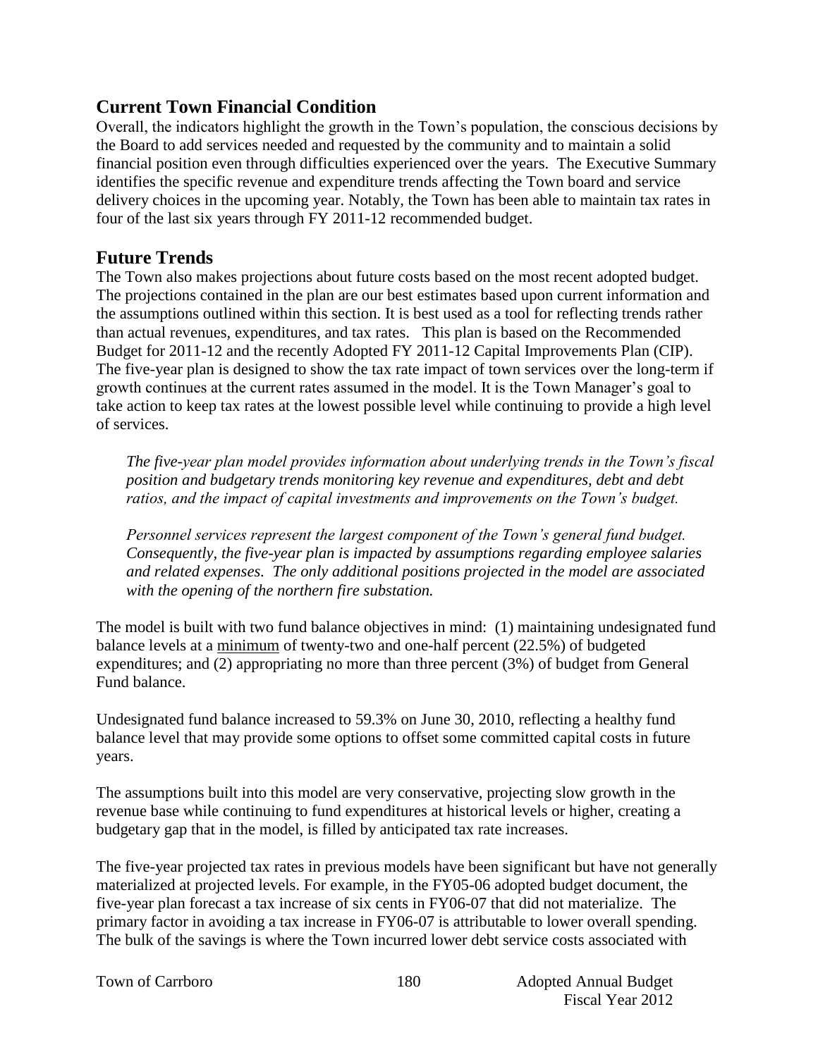## Current Town Financial Condition

Overall, the indicators highlight the growth in the Town's population, the conscious decisions by the Board to add services needed and requested by the community and to maintain a solid financial position even through difficulties experienced over the years. The Executive Summary identifies the specific revenue and expenditure trends affecting the Town board and service delivery choices in the upcoming year. Notably, the Town has been able to maintain tax rates in four of the last six years through FY 2011-12 recommended budget.

## Future Trends

The Town also makes projections about future costs based on the most recent adopted budget. The projections contained in the plan are our best estimates based upon current information and the assumptions outlined within this section. It is best used as a tool for reflecting trends rather than actual revenues, expenditures, and tax rates. This plan is based on the Recommended Budget for 2011-12 and the recently Adopted FY 2011-12 Capital Improvements Plan (CIP). The five-year plan is designed to show the tax rate impact of town services over the long-term if growth continues at the current rates assumed in the model. It is the Town Manager's goal to take action to keep tax rates at the lowest possible level while continuing to provide a high level of services.

> *The five-year plan model provides information about underlying trends in the Town's fiscal position and budgetary trends monitoring key revenue and expenditures, debt and debt ratios, and the impact of capital investments and improvements on the Town's budget.*
>
> *Personnel services represent the largest component of the Town's general fund budget. Consequently, the five-year plan is impacted by assumptions regarding employee salaries and related expenses. The only additional positions projected in the model are associated with the opening of the northern fire substation.*

The model is built with two fund balance objectives in mind: (1) maintaining undesignated fund balance levels at a <u>minimum</u> of twenty-two and one-half percent (22.5%) of budgeted expenditures; and (2) appropriating no more than three percent (3%) of budget from General Fund balance.

Undesignated fund balance increased to 59.3% on June 30, 2010, reflecting a healthy fund balance level that may provide some options to offset some committed capital costs in future years.

The assumptions built into this model are very conservative, projecting slow growth in the revenue base while continuing to fund expenditures at historical levels or higher, creating a budgetary gap that in the model, is filled by anticipated tax rate increases.

The five-year projected tax rates in previous models have been significant but have not generally materialized at projected levels. For example, in the FY05-06 adopted budget document, the five-year plan forecast a tax increase of six cents in FY06-07 that did not materialize. The primary factor in avoiding a tax increase in FY06-07 is attributable to lower overall spending. The bulk of the savings is where the Town incurred lower debt service costs associated with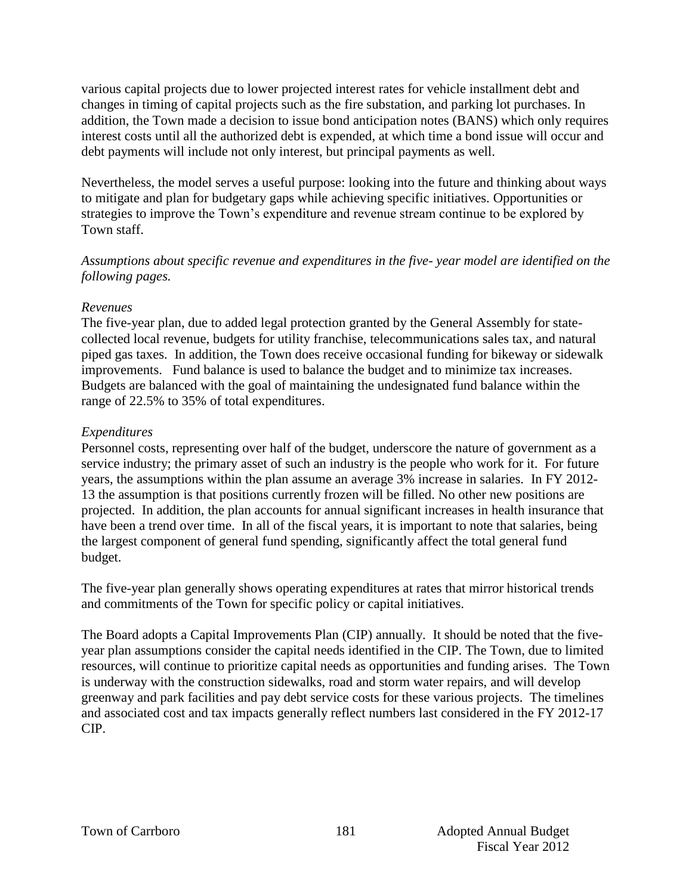various capital projects due to lower projected interest rates for vehicle installment debt and changes in timing of capital projects such as the fire substation, and parking lot purchases. In addition, the Town made a decision to issue bond anticipation notes (BANS) which only requires interest costs until all the authorized debt is expended, at which time a bond issue will occur and debt payments will include not only interest, but principal payments as well.

Nevertheless, the model serves a useful purpose: looking into the future and thinking about ways to mitigate and plan for budgetary gaps while achieving specific initiatives. Opportunities or strategies to improve the Town's expenditure and revenue stream continue to be explored by Town staff.

*Assumptions about specific revenue and expenditures in the five- year model are identified on the following pages.*

*Revenues*

The five-year plan, due to added legal protection granted by the General Assembly for state-collected local revenue, budgets for utility franchise, telecommunications sales tax, and natural piped gas taxes. In addition, the Town does receive occasional funding for bikeway or sidewalk improvements. Fund balance is used to balance the budget and to minimize tax increases. Budgets are balanced with the goal of maintaining the undesignated fund balance within the range of 22.5% to 35% of total expenditures.

*Expenditures*

Personnel costs, representing over half of the budget, underscore the nature of government as a service industry; the primary asset of such an industry is the people who work for it. For future years, the assumptions within the plan assume an average 3% increase in salaries. In FY 2012-13 the assumption is that positions currently frozen will be filled. No other new positions are projected. In addition, the plan accounts for annual significant increases in health insurance that have been a trend over time. In all of the fiscal years, it is important to note that salaries, being the largest component of general fund spending, significantly affect the total general fund budget.

The five-year plan generally shows operating expenditures at rates that mirror historical trends and commitments of the Town for specific policy or capital initiatives.

The Board adopts a Capital Improvements Plan (CIP) annually. It should be noted that the five-year plan assumptions consider the capital needs identified in the CIP. The Town, due to limited resources, will continue to prioritize capital needs as opportunities and funding arises. The Town is underway with the construction sidewalks, road and storm water repairs, and will develop greenway and park facilities and pay debt service costs for these various projects. The timelines and associated cost and tax impacts generally reflect numbers last considered in the FY 2012-17 CIP.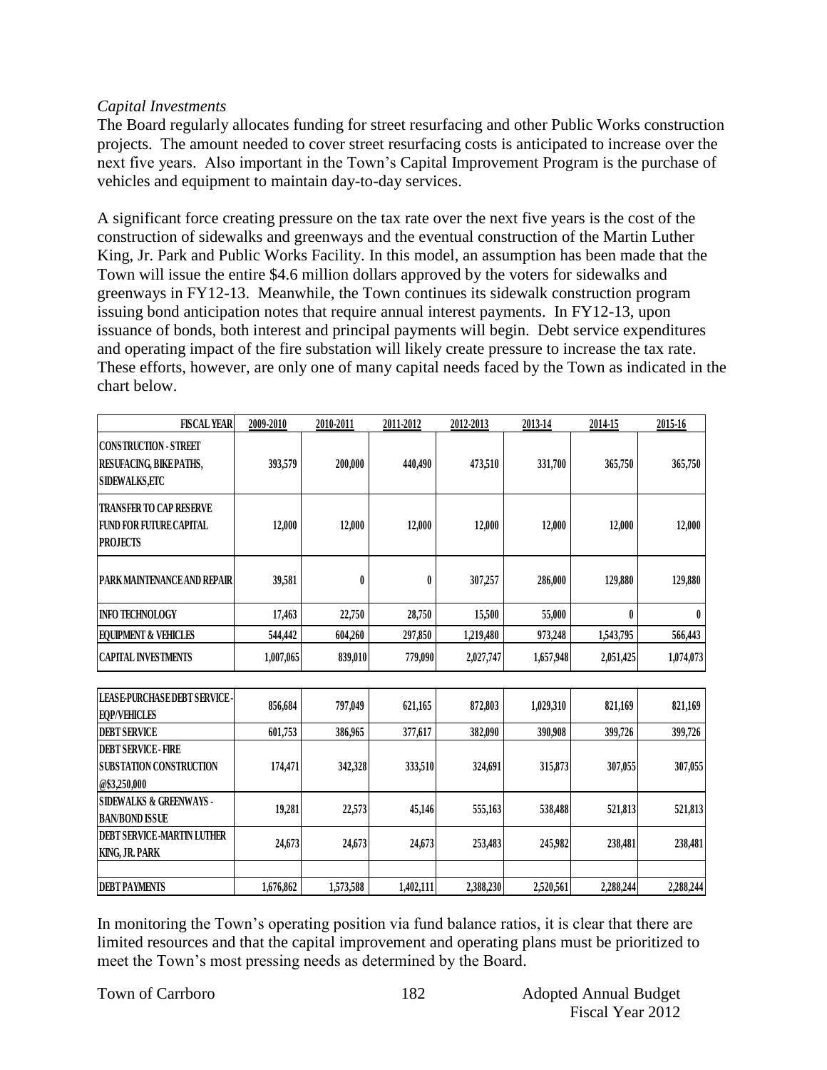*Capital Investments*

The Board regularly allocates funding for street resurfacing and other Public Works construction projects. The amount needed to cover street resurfacing costs is anticipated to increase over the next five years. Also important in the Town's Capital Improvement Program is the purchase of vehicles and equipment to maintain day-to-day services.

A significant force creating pressure on the tax rate over the next five years is the cost of the construction of sidewalks and greenways and the eventual construction of the Martin Luther King, Jr. Park and Public Works Facility. In this model, an assumption has been made that the Town will issue the entire \$4.6 million dollars approved by the voters for sidewalks and greenways in FY12-13. Meanwhile, the Town continues its sidewalk construction program issuing bond anticipation notes that require annual interest payments. In FY12-13, upon issuance of bonds, both interest and principal payments will begin. Debt service expenditures and operating impact of the fire substation will likely create pressure to increase the tax rate. These efforts, however, are only one of many capital needs faced by the Town as indicated in the chart below.

| FISCAL YEAR | 2009-2010 | 2010-2011 | 2011-2012 | 2012-2013 | 2013-14 | 2014-15 | 2015-16 |
|---|---|---|---|---|---|---|---|
| CONSTRUCTION - STREET RESURFACING, BIKE PATHS, SIDEWALKS,ETC | 393,579 | 200,000 | 440,490 | 473,510 | 331,700 | 365,750 | 365,750 |
| TRANSFER TO CAP RESERVE FUND FOR FUTURE CAPITAL PROJECTS | 12,000 | 12,000 | 12,000 | 12,000 | 12,000 | 12,000 | 12,000 |
| PARK MAINTENANCE AND REPAIR | 39,581 | 0 | 0 | 307,257 | 286,000 | 129,880 | 129,880 |
| INFO TECHNOLOGY | 17,463 | 22,750 | 28,750 | 15,500 | 55,000 | 0 | 0 |
| EQUIPMENT & VEHICLES | 544,442 | 604,260 | 297,850 | 1,219,480 | 973,248 | 1,543,795 | 566,443 |
| CAPITAL INVESTMENTS | 1,007,065 | 839,010 | 779,090 | 2,027,747 | 1,657,948 | 2,051,425 | 1,074,073 |
| LEASE-PURCHASE DEBT SERVICE - EQP/VEHICLES | 856,684 | 797,049 | 621,165 | 872,803 | 1,029,310 | 821,169 | 821,169 |
| DEBT SERVICE | 601,753 | 386,965 | 377,617 | 382,090 | 390,908 | 399,726 | 399,726 |
| DEBT SERVICE - FIRE SUBSTATION CONSTRUCTION @\$3,250,000 | 174,471 | 342,328 | 333,510 | 324,691 | 315,873 | 307,055 | 307,055 |
| SIDEWALKS & GREENWAYS - BAN/BOND ISSUE | 19,281 | 22,573 | 45,146 | 555,163 | 538,488 | 521,813 | 521,813 |
| DEBT SERVICE -MARTIN LUTHER KING, JR. PARK | 24,673 | 24,673 | 24,673 | 253,483 | 245,982 | 238,481 | 238,481 |
| DEBT PAYMENTS | 1,676,862 | 1,573,588 | 1,402,111 | 2,388,230 | 2,520,561 | 2,288,244 | 2,288,244 |

In monitoring the Town's operating position via fund balance ratios, it is clear that there are limited resources and that the capital improvement and operating plans must be prioritized to meet the Town's most pressing needs as determined by the Board.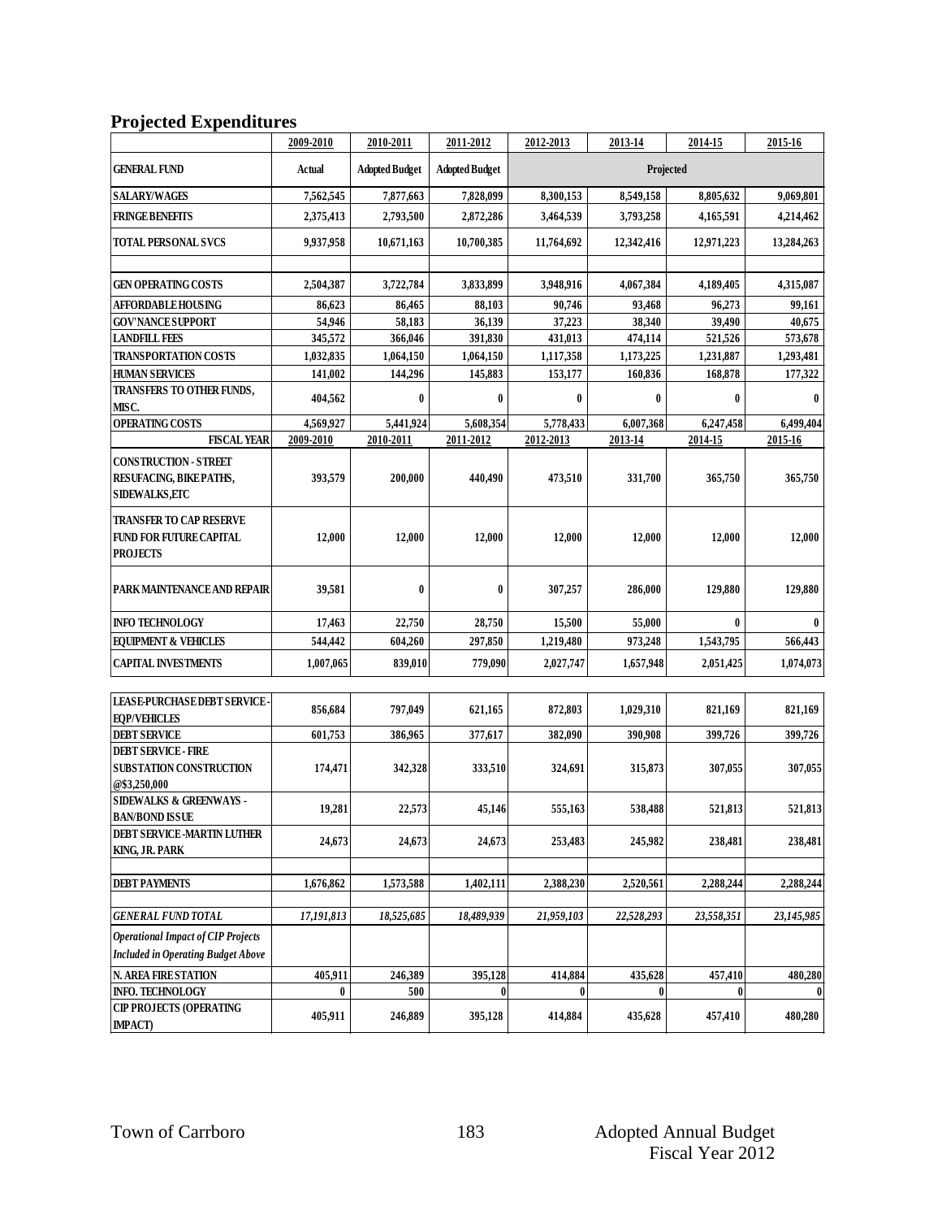## Projected Expenditures

| | 2009-2010 | 2010-2011 | 2011-2012 | 2012-2013 | 2013-14 | 2014-15 | 2015-16 |
|---|---|---|---|---|---|---|---|
| **GENERAL FUND** | Actual | Adopted Budget | Adopted Budget | Projected | | | |
| **SALARY/WAGES** | 7,562,545 | 7,877,663 | 7,828,099 | 8,300,153 | 8,549,158 | 8,805,632 | 9,069,801 |
| **FRINGE BENEFITS** | 2,375,413 | 2,793,500 | 2,872,286 | 3,464,539 | 3,793,258 | 4,165,591 | 4,214,462 |
| **TOTAL PERSONAL SVCS** | 9,937,958 | 10,671,163 | 10,700,385 | 11,764,692 | 12,342,416 | 12,971,223 | 13,284,263 |
| | | | | | | | |
| **GEN OPERATING COSTS** | 2,504,387 | 3,722,784 | 3,833,899 | 3,948,916 | 4,067,384 | 4,189,405 | 4,315,087 |
| **AFFORDABLE HOUSING** | 86,623 | 86,465 | 88,103 | 90,746 | 93,468 | 96,273 | 99,161 |
| **GOV'NANCE SUPPORT** | 54,946 | 58,183 | 36,139 | 37,223 | 38,340 | 39,490 | 40,675 |
| **LANDFILL FEES** | 345,572 | 366,046 | 391,830 | 431,013 | 474,114 | 521,526 | 573,678 |
| **TRANSPORTATION COSTS** | 1,032,835 | 1,064,150 | 1,064,150 | 1,117,358 | 1,173,225 | 1,231,887 | 1,293,481 |
| **HUMAN SERVICES** | 141,002 | 144,296 | 145,883 | 153,177 | 160,836 | 168,878 | 177,322 |
| **TRANSFERS TO OTHER FUNDS, MISC.** | 404,562 | 0 | 0 | 0 | 0 | 0 | 0 |
| **OPERATING COSTS** | 4,569,927 | 5,441,924 | 5,608,354 | 5,778,433 | 6,007,368 | 6,247,458 | 6,499,404 |
| **FISCAL YEAR** | 2009-2010 | 2010-2011 | 2011-2012 | 2012-2013 | 2013-14 | 2014-15 | 2015-16 |
| **CONSTRUCTION - STREET RESUFACING, BIKE PATHS, SIDEWALKS,ETC** | 393,579 | 200,000 | 440,490 | 473,510 | 331,700 | 365,750 | 365,750 |
| **TRANSFER TO CAP RESERVE FUND FOR FUTURE CAPITAL PROJECTS** | 12,000 | 12,000 | 12,000 | 12,000 | 12,000 | 12,000 | 12,000 |
| **PARK MAINTENANCE AND REPAIR** | 39,581 | 0 | 0 | 307,257 | 286,000 | 129,880 | 129,880 |
| **INFO TECHNOLOGY** | 17,463 | 22,750 | 28,750 | 15,500 | 55,000 | 0 | 0 |
| **EQUIPMENT & VEHICLES** | 544,442 | 604,260 | 297,850 | 1,219,480 | 973,248 | 1,543,795 | 566,443 |
| **CAPITAL INVESTMENTS** | 1,007,065 | 839,010 | 779,090 | 2,027,747 | 1,657,948 | 2,051,425 | 1,074,073 |
| | | | | | | | |
| **LEASE-PURCHASE DEBT SERVICE - EQP/VEHICLES** | 856,684 | 797,049 | 621,165 | 872,803 | 1,029,310 | 821,169 | 821,169 |
| **DEBT SERVICE** | 601,753 | 386,965 | 377,617 | 382,090 | 390,908 | 399,726 | 399,726 |
| **DEBT SERVICE - FIRE SUBSTATION CONSTRUCTION @$3,250,000** | 174,471 | 342,328 | 333,510 | 324,691 | 315,873 | 307,055 | 307,055 |
| **SIDEWALKS & GREENWAYS - BAN/BOND ISSUE** | 19,281 | 22,573 | 45,146 | 555,163 | 538,488 | 521,813 | 521,813 |
| **DEBT SERVICE -MARTIN LUTHER KING, JR. PARK** | 24,673 | 24,673 | 24,673 | 253,483 | 245,982 | 238,481 | 238,481 |
| | | | | | | | |
| **DEBT PAYMENTS** | 1,676,862 | 1,573,588 | 1,402,111 | 2,388,230 | 2,520,561 | 2,288,244 | 2,288,244 |
| | | | | | | | |
| ***GENERAL FUND TOTAL*** | *17,191,813* | *18,525,685* | *18,489,939* | *21,959,103* | *22,528,293* | *23,558,351* | *23,145,985* |
| ***Operational Impact of CIP Projects Included in Operating Budget Above*** | | | | | | | |
| **N. AREA FIRE STATION** | 405,911 | 246,389 | 395,128 | 414,884 | 435,628 | 457,410 | 480,280 |
| **INFO. TECHNOLOGY** | 0 | 500 | 0 | 0 | 0 | 0 | 0 |
| **CIP PROJECTS (OPERATING IMPACT)** | 405,911 | 246,889 | 395,128 | 414,884 | 435,628 | 457,410 | 480,280 |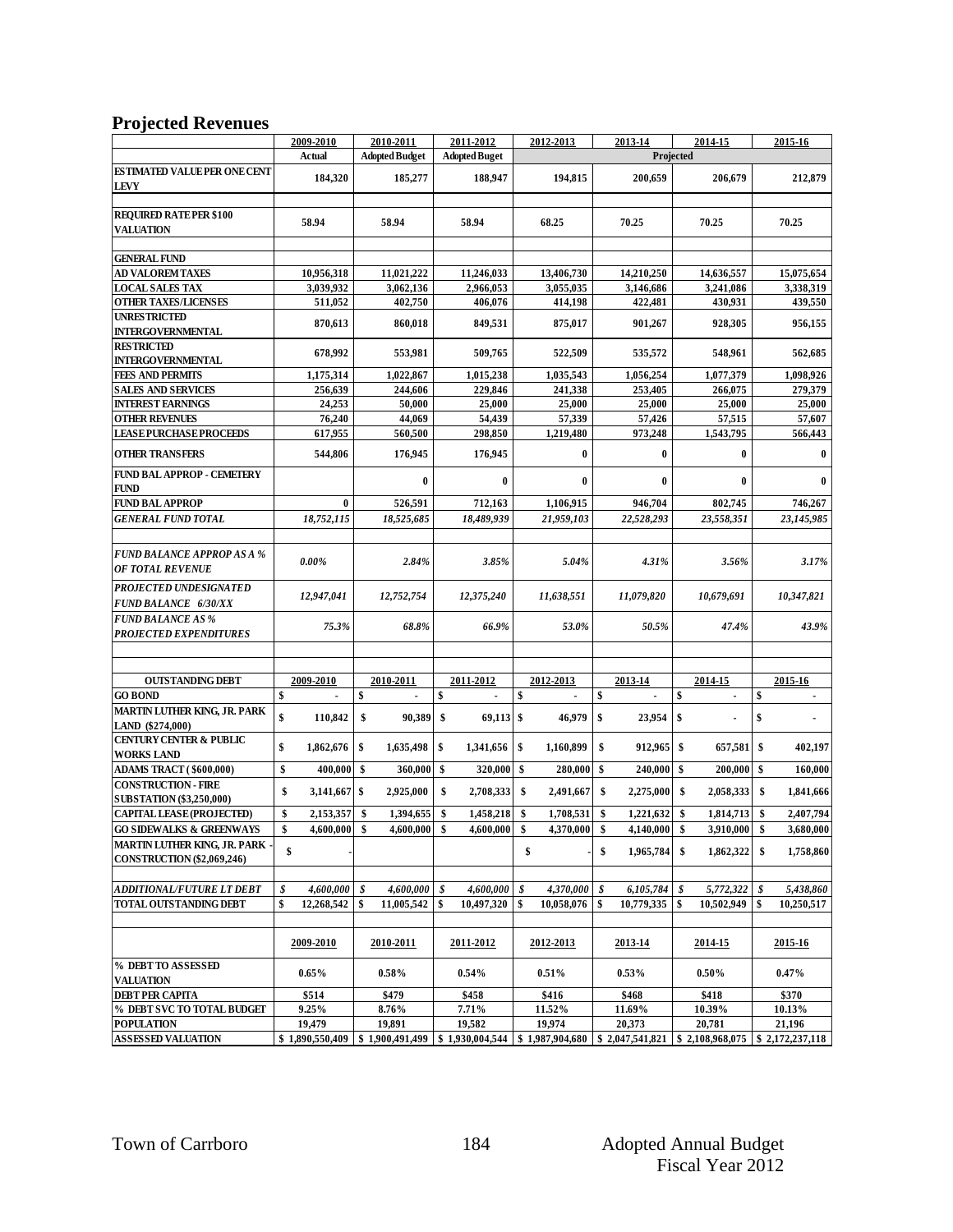## Projected Revenues

| | 2009-2010 | 2010-2011 | 2011-2012 | 2012-2013 | 2013-14 | 2014-15 | 2015-16 |
|---|---|---|---|---|---|---|---|
| | Actual | Adopted Budget | Adopted Buget | Projected | | | |
| ESTIMATED VALUE PER ONE CENT LEVY | 184,320 | 185,277 | 188,947 | 194,815 | 200,659 | 206,679 | 212,879 |
| | | | | | | | |
| REQUIRED RATE PER $100 VALUATION | 58.94 | 58.94 | 58.94 | 68.25 | 70.25 | 70.25 | 70.25 |
| | | | | | | | |
| GENERAL FUND | | | | | | | |
| AD VALOREM TAXES | 10,956,318 | 11,021,222 | 11,246,033 | 13,406,730 | 14,210,250 | 14,636,557 | 15,075,654 |
| LOCAL SALES TAX | 3,039,932 | 3,062,136 | 2,966,053 | 3,055,035 | 3,146,686 | 3,241,086 | 3,338,319 |
| OTHER TAXES/LICENSES | 511,052 | 402,750 | 406,076 | 414,198 | 422,481 | 430,931 | 439,550 |
| UNRESTRICTED INTERGOVERNMENTAL | 870,613 | 860,018 | 849,531 | 875,017 | 901,267 | 928,305 | 956,155 |
| RESTRICTED INTERGOVERNMENTAL | 678,992 | 553,981 | 509,765 | 522,509 | 535,572 | 548,961 | 562,685 |
| FEES AND PERMITS | 1,175,314 | 1,022,867 | 1,015,238 | 1,035,543 | 1,056,254 | 1,077,379 | 1,098,926 |
| SALES AND SERVICES | 256,639 | 244,606 | 229,846 | 241,338 | 253,405 | 266,075 | 279,379 |
| INTEREST EARNINGS | 24,253 | 50,000 | 25,000 | 25,000 | 25,000 | 25,000 | 25,000 |
| OTHER REVENUES | 76,240 | 44,069 | 54,439 | 57,339 | 57,426 | 57,515 | 57,607 |
| LEASE PURCHASE PROCEEDS | 617,955 | 560,500 | 298,850 | 1,219,480 | 973,248 | 1,543,795 | 566,443 |
| OTHER TRANSFERS | 544,806 | 176,945 | 176,945 | 0 | 0 | 0 | 0 |
| FUND BAL APPROP - CEMETERY FUND | | 0 | 0 | 0 | 0 | 0 | 0 |
| FUND BAL APPROP | 0 | 526,591 | 712,163 | 1,106,915 | 946,704 | 802,745 | 746,267 |
| *GENERAL FUND TOTAL* | *18,752,115* | *18,525,685* | *18,489,939* | *21,959,103* | *22,528,293* | *23,558,351* | *23,145,985* |
| | | | | | | | |
| *FUND BALANCE APPROP AS A % OF TOTAL REVENUE* | *0.00%* | *2.84%* | *3.85%* | *5.04%* | *4.31%* | *3.56%* | *3.17%* |
| *PROJECTED UNDESIGNATED FUND BALANCE 6/30/XX* | *12,947,041* | *12,752,754* | *12,375,240* | *11,638,551* | *11,079,820* | *10,679,691* | *10,347,821* |
| *FUND BALANCE AS % PROJECTED EXPENDITURES* | *75.3%* | *68.8%* | *66.9%* | *53.0%* | *50.5%* | *47.4%* | *43.9%* |
| | | | | | | | |
| | | | | | | | |
| OUTSTANDING DEBT | 2009-2010 | 2010-2011 | 2011-2012 | 2012-2013 | 2013-14 | 2014-15 | 2015-16 |
| GO BOND | $ - | $ - | $ - | $ - | $ - | $ - | $ - |
| MARTIN LUTHER KING, JR. PARK LAND ($274,000) | $ 110,842 | $ 90,389 | $ 69,113 | $ 46,979 | $ 23,954 | $ - | $ - |
| CENTURY CENTER & PUBLIC WORKS LAND | $ 1,862,676 | $ 1,635,498 | $ 1,341,656 | $ 1,160,899 | $ 912,965 | $ 657,581 | $ 402,197 |
| ADAMS TRACT ($600,000) | $ 400,000 | $ 360,000 | $ 320,000 | $ 280,000 | $ 240,000 | $ 200,000 | $ 160,000 |
| CONSTRUCTION - FIRE SUBSTATION ($3,250,000) | $ 3,141,667 | $ 2,925,000 | $ 2,708,333 | $ 2,491,667 | $ 2,275,000 | $ 2,058,333 | $ 1,841,666 |
| CAPITAL LEASE (PROJECTED) | $ 2,153,357 | $ 1,394,655 | $ 1,458,218 | $ 1,708,531 | $ 1,221,632 | $ 1,814,713 | $ 2,407,794 |
| GO SIDEWALKS & GREENWAYS | $ 4,600,000 | $ 4,600,000 | $ 4,600,000 | $ 4,370,000 | $ 4,140,000 | $ 3,910,000 | $ 3,680,000 |
| MARTIN LUTHER KING, JR. PARK - CONSTRUCTION ($2,069,246) | $ - | | | $ - | $ 1,965,784 | $ 1,862,322 | $ 1,758,860 |
| | | | | | | | |
| *ADDITIONAL/FUTURE LT DEBT* | *$ 4,600,000* | *$ 4,600,000* | *$ 4,600,000* | *$ 4,370,000* | *$ 6,105,784* | *$ 5,772,322* | *$ 5,438,860* |
| TOTAL OUTSTANDING DEBT | $ 12,268,542 | $ 11,005,542 | $ 10,497,320 | $ 10,058,076 | $ 10,779,335 | $ 10,502,949 | $ 10,250,517 |
| | | | | | | | |
| | 2009-2010 | 2010-2011 | 2011-2012 | 2012-2013 | 2013-14 | 2014-15 | 2015-16 |
| % DEBT TO ASSESSED VALUATION | 0.65% | 0.58% | 0.54% | 0.51% | 0.53% | 0.50% | 0.47% |
| DEBT PER CAPITA | $514 | $479 | $458 | $416 | $468 | $418 | $370 |
| % DEBT SVC TO TOTAL BUDGET | 9.25% | 8.76% | 7.71% | 11.52% | 11.69% | 10.39% | 10.13% |
| POPULATION | 19,479 | 19,891 | 19,582 | 19,974 | 20,373 | 20,781 | 21,196 |
| ASSESSED VALUATION | $ 1,890,550,409 | $ 1,900,491,499 | $ 1,930,004,544 | $ 1,987,904,680 | $ 2,047,541,821 | $ 2,108,968,075 | $ 2,172,237,118 |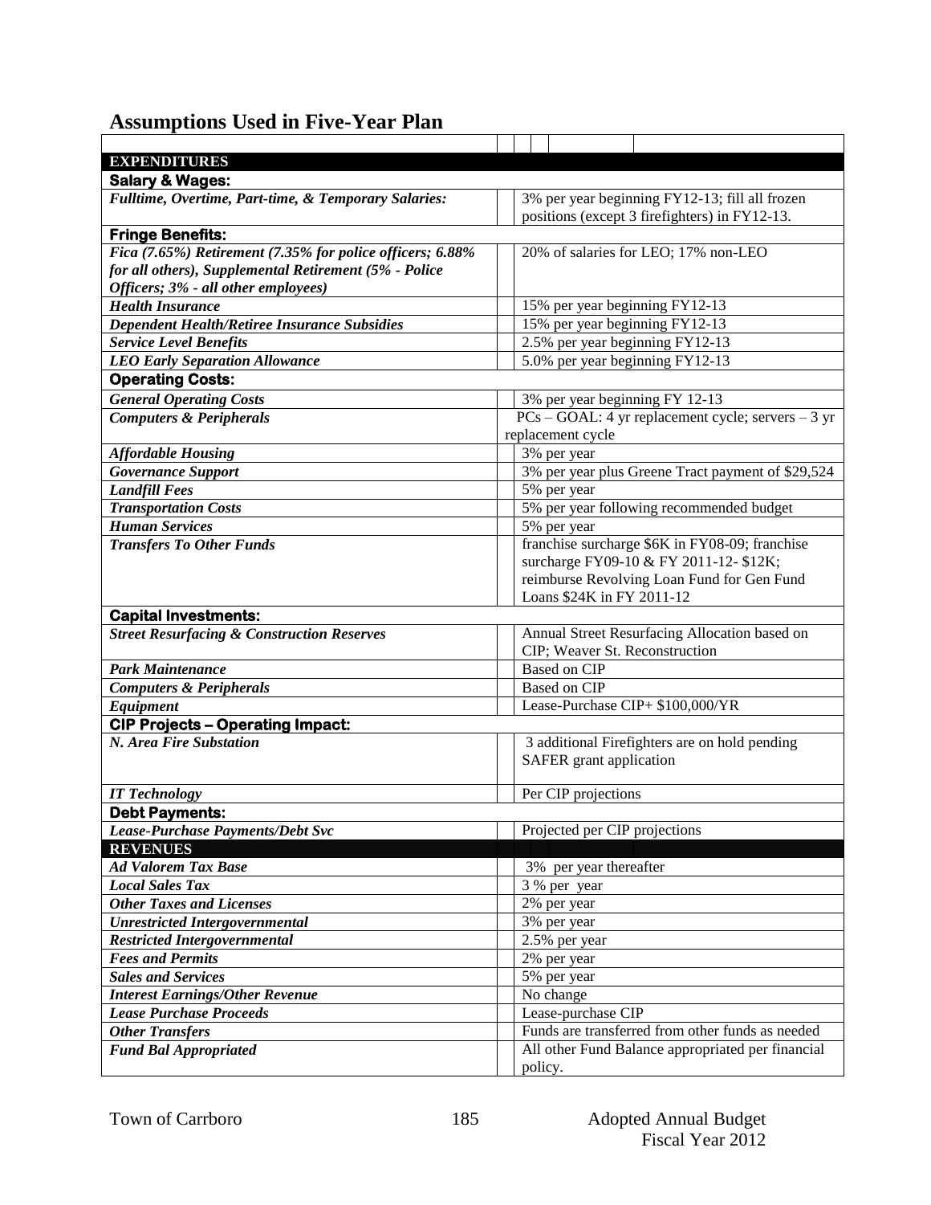## Assumptions Used in Five-Year Plan

| | |
|---|---|
| **EXPENDITURES** | |
| **Salary & Wages:** | |
| ***Fulltime, Overtime, Part-time, & Temporary Salaries:*** | 3% per year beginning FY12-13; fill all frozen positions (except 3 firefighters) in FY12-13. |
| **Fringe Benefits:** | |
| ***Fica (7.65%) Retirement (7.35% for police officers; 6.88% for all others), Supplemental Retirement (5% - Police Officers; 3% - all other employees)*** | 20% of salaries for LEO; 17% non-LEO |
| ***Health Insurance*** | 15% per year beginning FY12-13 |
| ***Dependent Health/Retiree Insurance Subsidies*** | 15% per year beginning FY12-13 |
| ***Service Level Benefits*** | 2.5% per year beginning FY12-13 |
| ***LEO Early Separation Allowance*** | 5.0% per year beginning FY12-13 |
| **Operating Costs:** | |
| ***General Operating Costs*** | 3% per year beginning FY 12-13 |
| ***Computers & Peripherals*** | PCs – GOAL: 4 yr replacement cycle; servers – 3 yr replacement cycle |
| ***Affordable Housing*** | 3% per year |
| ***Governance Support*** | 3% per year plus Greene Tract payment of $29,524 |
| ***Landfill Fees*** | 5% per year |
| ***Transportation Costs*** | 5% per year following recommended budget |
| ***Human Services*** | 5% per year |
| ***Transfers To Other Funds*** | franchise surcharge $6K in FY08-09; franchise surcharge FY09-10 & FY 2011-12- $12K; reimburse Revolving Loan Fund for Gen Fund Loans $24K in FY 2011-12 |
| **Capital Investments:** | |
| ***Street Resurfacing & Construction Reserves*** | Annual Street Resurfacing Allocation based on CIP; Weaver St. Reconstruction |
| ***Park Maintenance*** | Based on CIP |
| ***Computers & Peripherals*** | Based on CIP |
| ***Equipment*** | Lease-Purchase CIP+ $100,000/YR |
| **CIP Projects – Operating Impact:** | |
| ***N. Area Fire Substation*** | 3 additional Firefighters are on hold pending SAFER grant application |
| ***IT Technology*** | Per CIP projections |
| **Debt Payments:** | |
| ***Lease-Purchase Payments/Debt Svc*** | Projected per CIP projections |
| **REVENUES** | |
| ***Ad Valorem Tax Base*** | 3% per year thereafter |
| ***Local Sales Tax*** | 3 % per year |
| ***Other Taxes and Licenses*** | 2% per year |
| ***Unrestricted Intergovernmental*** | 3% per year |
| ***Restricted Intergovernmental*** | 2.5% per year |
| ***Fees and Permits*** | 2% per year |
| ***Sales and Services*** | 5% per year |
| ***Interest Earnings/Other Revenue*** | No change |
| ***Lease Purchase Proceeds*** | Lease-purchase CIP |
| ***Other Transfers*** | Funds are transferred from other funds as needed |
| ***Fund Bal Appropriated*** | All other Fund Balance appropriated per financial policy. |